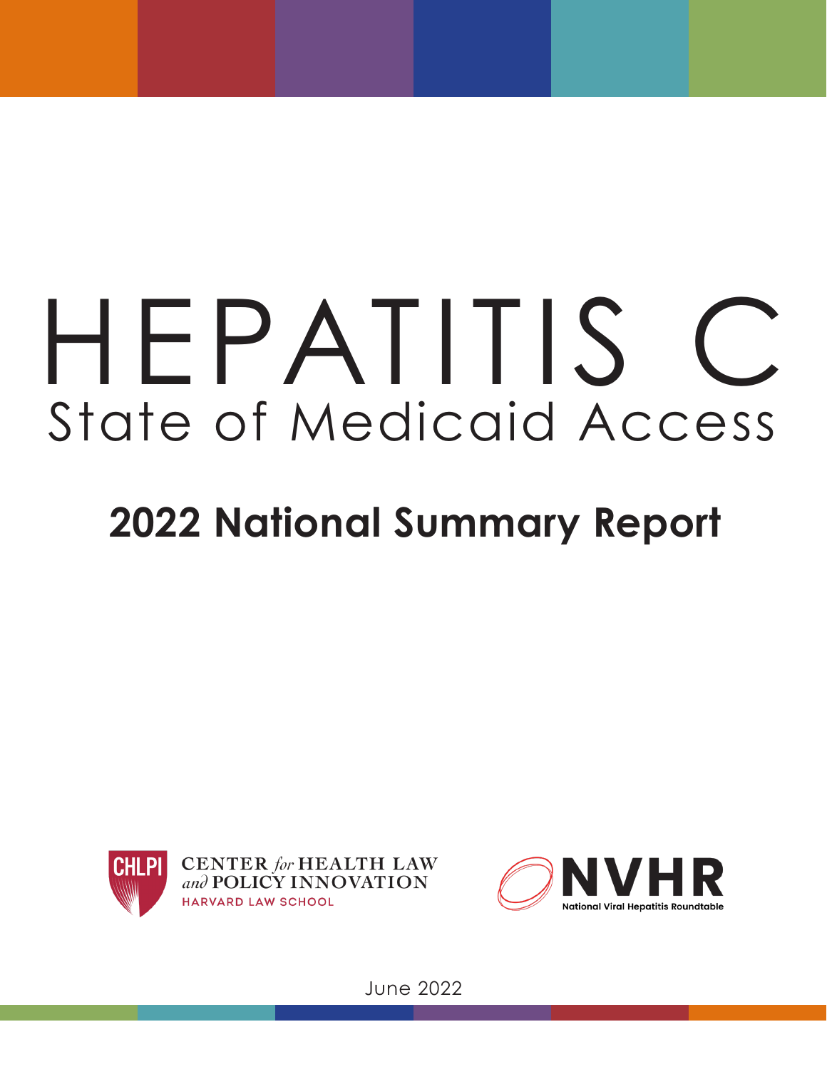# HEPATITIS C

## State of Medicaid Access

## 2022 National Summary Report

CHLPI CENTER *for* HEALTH LAW *and* POLICY INNOVATION HARVARD LAW SCHOOL

NVHR National Viral Hepatitis Roundtable

June 2022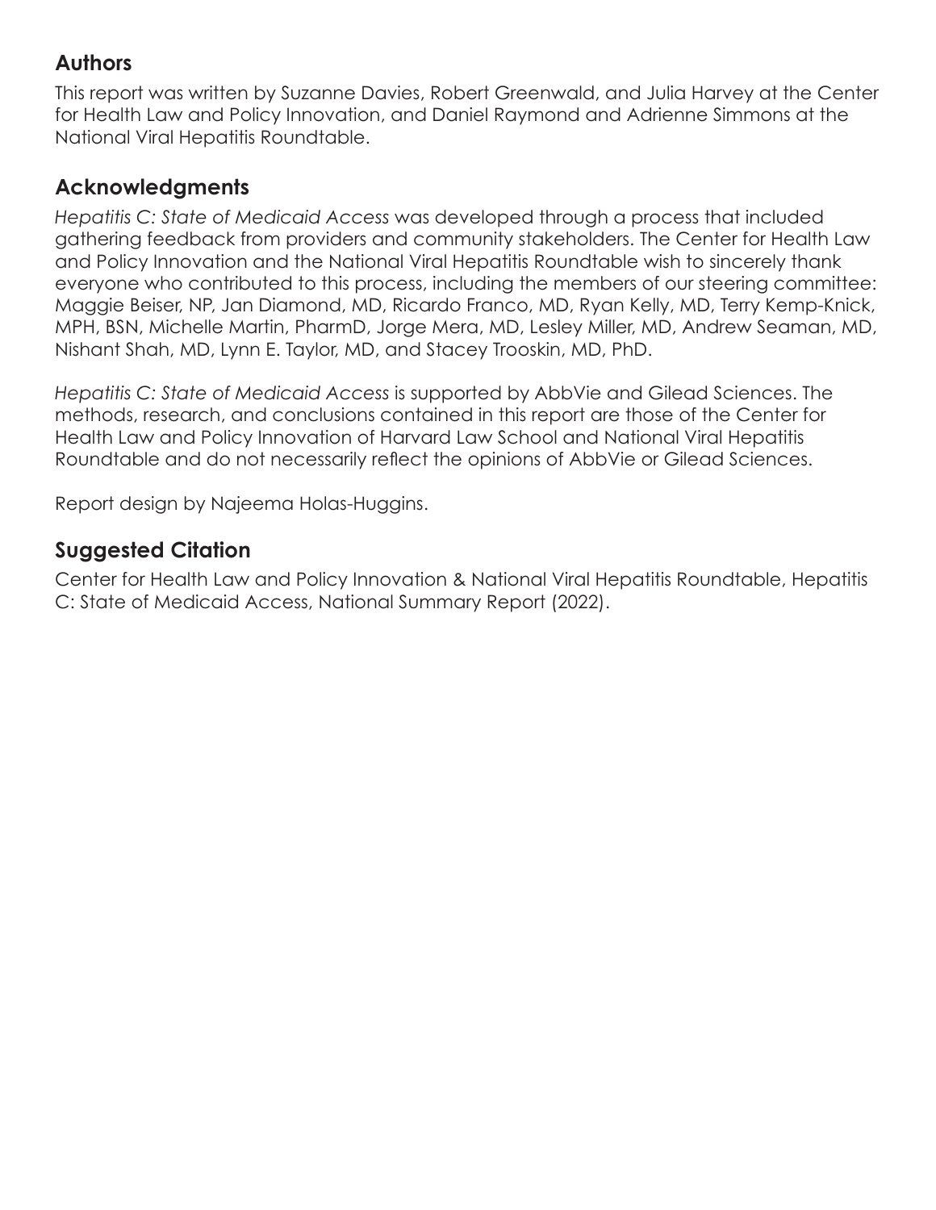## Authors

This report was written by Suzanne Davies, Robert Greenwald, and Julia Harvey at the Center for Health Law and Policy Innovation, and Daniel Raymond and Adrienne Simmons at the National Viral Hepatitis Roundtable.

## Acknowledgments

*Hepatitis C: State of Medicaid Access* was developed through a process that included gathering feedback from providers and community stakeholders. The Center for Health Law and Policy Innovation and the National Viral Hepatitis Roundtable wish to sincerely thank everyone who contributed to this process, including the members of our steering committee: Maggie Beiser, NP, Jan Diamond, MD, Ricardo Franco, MD, Ryan Kelly, MD, Terry Kemp-Knick, MPH, BSN, Michelle Martin, PharmD, Jorge Mera, MD, Lesley Miller, MD, Andrew Seaman, MD, Nishant Shah, MD, Lynn E. Taylor, MD, and Stacey Trooskin, MD, PhD.

*Hepatitis C: State of Medicaid Access* is supported by AbbVie and Gilead Sciences. The methods, research, and conclusions contained in this report are those of the Center for Health Law and Policy Innovation of Harvard Law School and National Viral Hepatitis Roundtable and do not necessarily reflect the opinions of AbbVie or Gilead Sciences.

Report design by Najeema Holas-Huggins.

## Suggested Citation

Center for Health Law and Policy Innovation & National Viral Hepatitis Roundtable, Hepatitis C: State of Medicaid Access, National Summary Report (2022).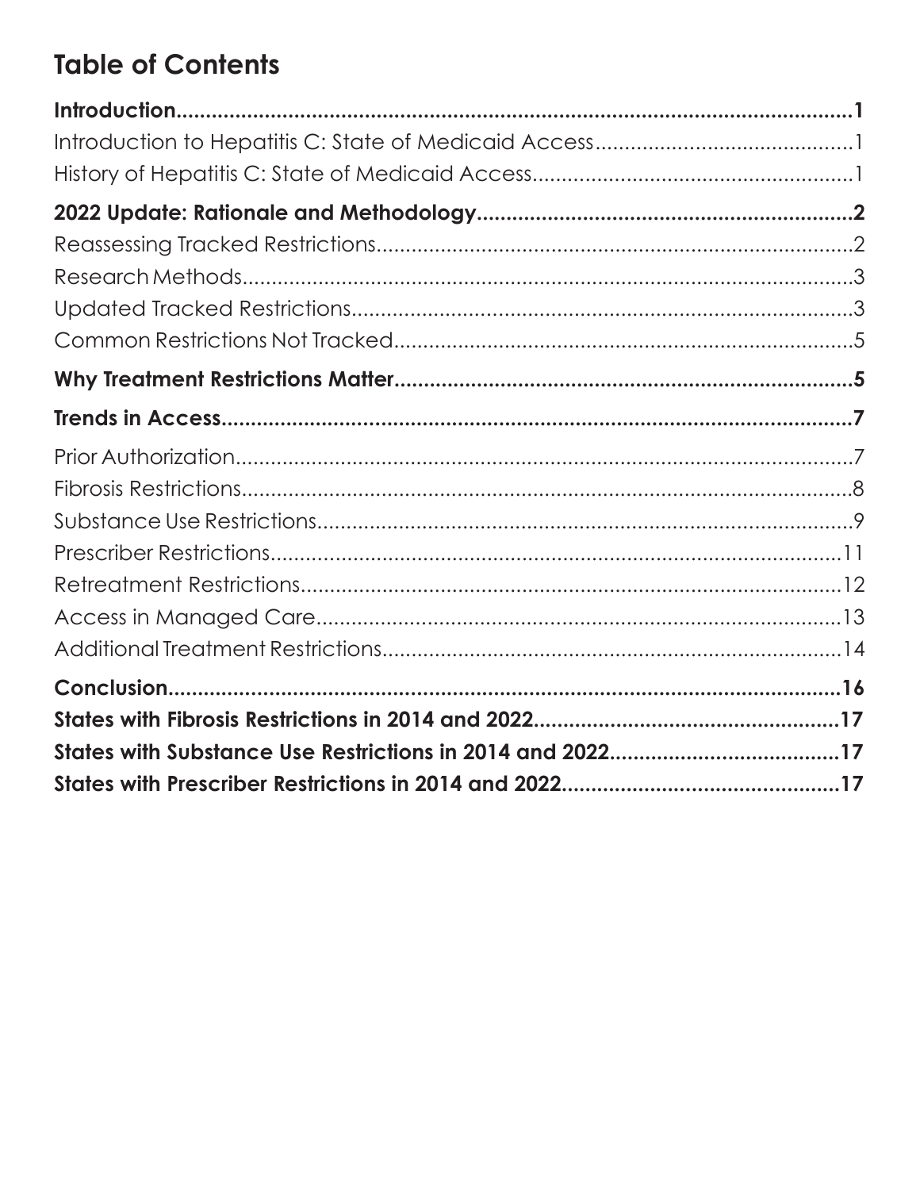# Table of Contents

**Introduction....................................................................................................................1**

Introduction to Hepatitis C: State of Medicaid Access............................................1

History of Hepatitis C: State of Medicaid Access......................................................1

**2022 Update: Rationale and Methodology.............................................................2**

Reassessing Tracked Restrictions.................................................................................2

Research Methods..........................................................................................................3

Updated Tracked Restrictions.......................................................................................3

Common Restrictions Not Tracked..............................................................................5

**Why Treatment Restrictions Matter............................................................................5**

**Trends in Access...........................................................................................................7**

Prior Authorization..........................................................................................................7

Fibrosis Restrictions.........................................................................................................8

Substance Use Restrictions...........................................................................................9

Prescriber Restrictions...................................................................................................11

Retreatment Restrictions..............................................................................................12

Access in Managed Care............................................................................................13

Additional Treatment Restrictions...............................................................................14

**Conclusion....................................................................................................................16**

**States with Fibrosis Restrictions in 2014 and 2022..................................................17**

**States with Substance Use Restrictions in 2014 and 2022......................................17**

**States with Prescriber Restrictions in 2014 and 2022..............................................17**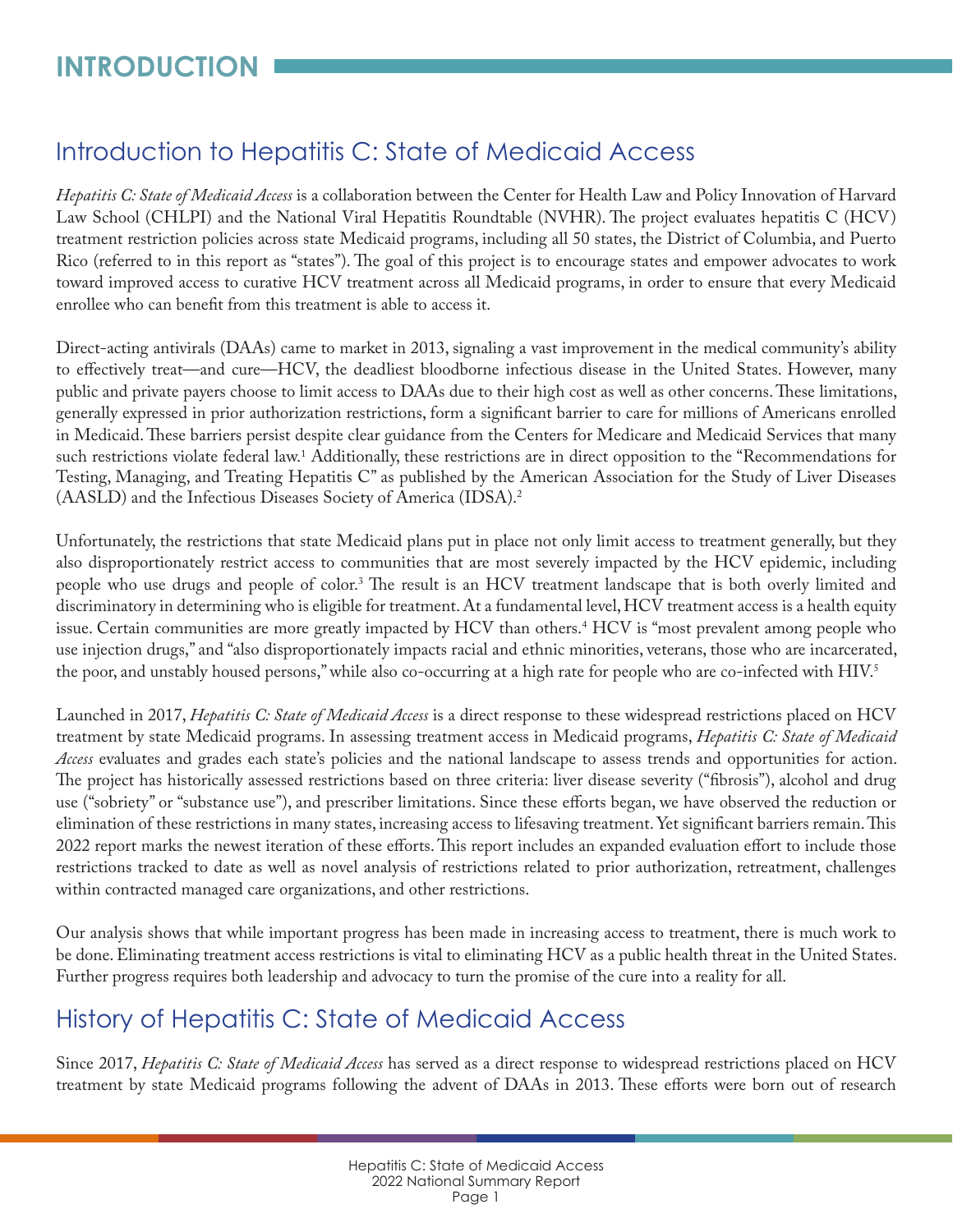# INTRODUCTION

## Introduction to Hepatitis C: State of Medicaid Access

*Hepatitis C: State of Medicaid Access* is a collaboration between the Center for Health Law and Policy Innovation of Harvard Law School (CHLPI) and the National Viral Hepatitis Roundtable (NVHR). The project evaluates hepatitis C (HCV) treatment restriction policies across state Medicaid programs, including all 50 states, the District of Columbia, and Puerto Rico (referred to in this report as "states"). The goal of this project is to encourage states and empower advocates to work toward improved access to curative HCV treatment across all Medicaid programs, in order to ensure that every Medicaid enrollee who can benefit from this treatment is able to access it.

Direct-acting antivirals (DAAs) came to market in 2013, signaling a vast improvement in the medical community's ability to effectively treat—and cure—HCV, the deadliest bloodborne infectious disease in the United States. However, many public and private payers choose to limit access to DAAs due to their high cost as well as other concerns. These limitations, generally expressed in prior authorization restrictions, form a significant barrier to care for millions of Americans enrolled in Medicaid. These barriers persist despite clear guidance from the Centers for Medicare and Medicaid Services that many such restrictions violate federal law.[1] Additionally, these restrictions are in direct opposition to the "Recommendations for Testing, Managing, and Treating Hepatitis C" as published by the American Association for the Study of Liver Diseases (AASLD) and the Infectious Diseases Society of America (IDSA).[2]

Unfortunately, the restrictions that state Medicaid plans put in place not only limit access to treatment generally, but they also disproportionately restrict access to communities that are most severely impacted by the HCV epidemic, including people who use drugs and people of color.[3] The result is an HCV treatment landscape that is both overly limited and discriminatory in determining who is eligible for treatment. At a fundamental level, HCV treatment access is a health equity issue. Certain communities are more greatly impacted by HCV than others.[4] HCV is "most prevalent among people who use injection drugs," and "also disproportionately impacts racial and ethnic minorities, veterans, those who are incarcerated, the poor, and unstably housed persons," while also co-occurring at a high rate for people who are co-infected with HIV.[5]

Launched in 2017, *Hepatitis C: State of Medicaid Access* is a direct response to these widespread restrictions placed on HCV treatment by state Medicaid programs. In assessing treatment access in Medicaid programs, *Hepatitis C: State of Medicaid Access* evaluates and grades each state's policies and the national landscape to assess trends and opportunities for action. The project has historically assessed restrictions based on three criteria: liver disease severity ("fibrosis"), alcohol and drug use ("sobriety" or "substance use"), and prescriber limitations. Since these efforts began, we have observed the reduction or elimination of these restrictions in many states, increasing access to lifesaving treatment. Yet significant barriers remain. This 2022 report marks the newest iteration of these efforts. This report includes an expanded evaluation effort to include those restrictions tracked to date as well as novel analysis of restrictions related to prior authorization, retreatment, challenges within contracted managed care organizations, and other restrictions.

Our analysis shows that while important progress has been made in increasing access to treatment, there is much work to be done. Eliminating treatment access restrictions is vital to eliminating HCV as a public health threat in the United States. Further progress requires both leadership and advocacy to turn the promise of the cure into a reality for all.

## History of Hepatitis C: State of Medicaid Access

Since 2017, *Hepatitis C: State of Medicaid Access* has served as a direct response to widespread restrictions placed on HCV treatment by state Medicaid programs following the advent of DAAs in 2013. These efforts were born out of research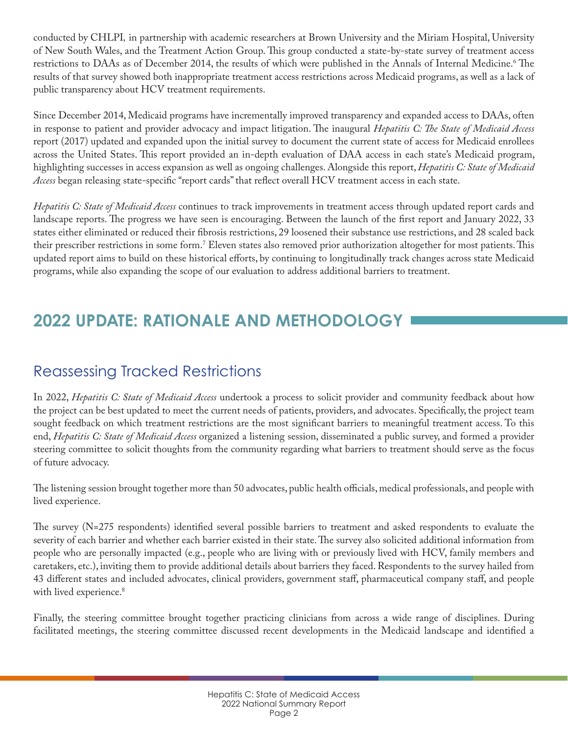conducted by CHLPI, in partnership with academic researchers at Brown University and the Miriam Hospital, University of New South Wales, and the Treatment Action Group. This group conducted a state-by-state survey of treatment access restrictions to DAAs as of December 2014, the results of which were published in the Annals of Internal Medicine.[6] The results of that survey showed both inappropriate treatment access restrictions across Medicaid programs, as well as a lack of public transparency about HCV treatment requirements.

Since December 2014, Medicaid programs have incrementally improved transparency and expanded access to DAAs, often in response to patient and provider advocacy and impact litigation. The inaugural *Hepatitis C: The State of Medicaid Access* report (2017) updated and expanded upon the initial survey to document the current state of access for Medicaid enrollees across the United States. This report provided an in-depth evaluation of DAA access in each state's Medicaid program, highlighting successes in access expansion as well as ongoing challenges. Alongside this report, *Hepatitis C: State of Medicaid Access* began releasing state-specific "report cards" that reflect overall HCV treatment access in each state.

*Hepatitis C: State of Medicaid Access* continues to track improvements in treatment access through updated report cards and landscape reports. The progress we have seen is encouraging. Between the launch of the first report and January 2022, 33 states either eliminated or reduced their fibrosis restrictions, 29 loosened their substance use restrictions, and 28 scaled back their prescriber restrictions in some form.[7] Eleven states also removed prior authorization altogether for most patients. This updated report aims to build on these historical efforts, by continuing to longitudinally track changes across state Medicaid programs, while also expanding the scope of our evaluation to address additional barriers to treatment.

## 2022 UPDATE: RATIONALE AND METHODOLOGY

### Reassessing Tracked Restrictions

In 2022, *Hepatitis C: State of Medicaid Access* undertook a process to solicit provider and community feedback about how the project can be best updated to meet the current needs of patients, providers, and advocates. Specifically, the project team sought feedback on which treatment restrictions are the most significant barriers to meaningful treatment access. To this end, *Hepatitis C: State of Medicaid Access* organized a listening session, disseminated a public survey, and formed a provider steering committee to solicit thoughts from the community regarding what barriers to treatment should serve as the focus of future advocacy.

The listening session brought together more than 50 advocates, public health officials, medical professionals, and people with lived experience.

The survey (N=275 respondents) identified several possible barriers to treatment and asked respondents to evaluate the severity of each barrier and whether each barrier existed in their state. The survey also solicited additional information from people who are personally impacted (e.g., people who are living with or previously lived with HCV, family members and caretakers, etc.), inviting them to provide additional details about barriers they faced. Respondents to the survey hailed from 43 different states and included advocates, clinical providers, government staff, pharmaceutical company staff, and people with lived experience.[8]

Finally, the steering committee brought together practicing clinicians from across a wide range of disciplines. During facilitated meetings, the steering committee discussed recent developments in the Medicaid landscape and identified a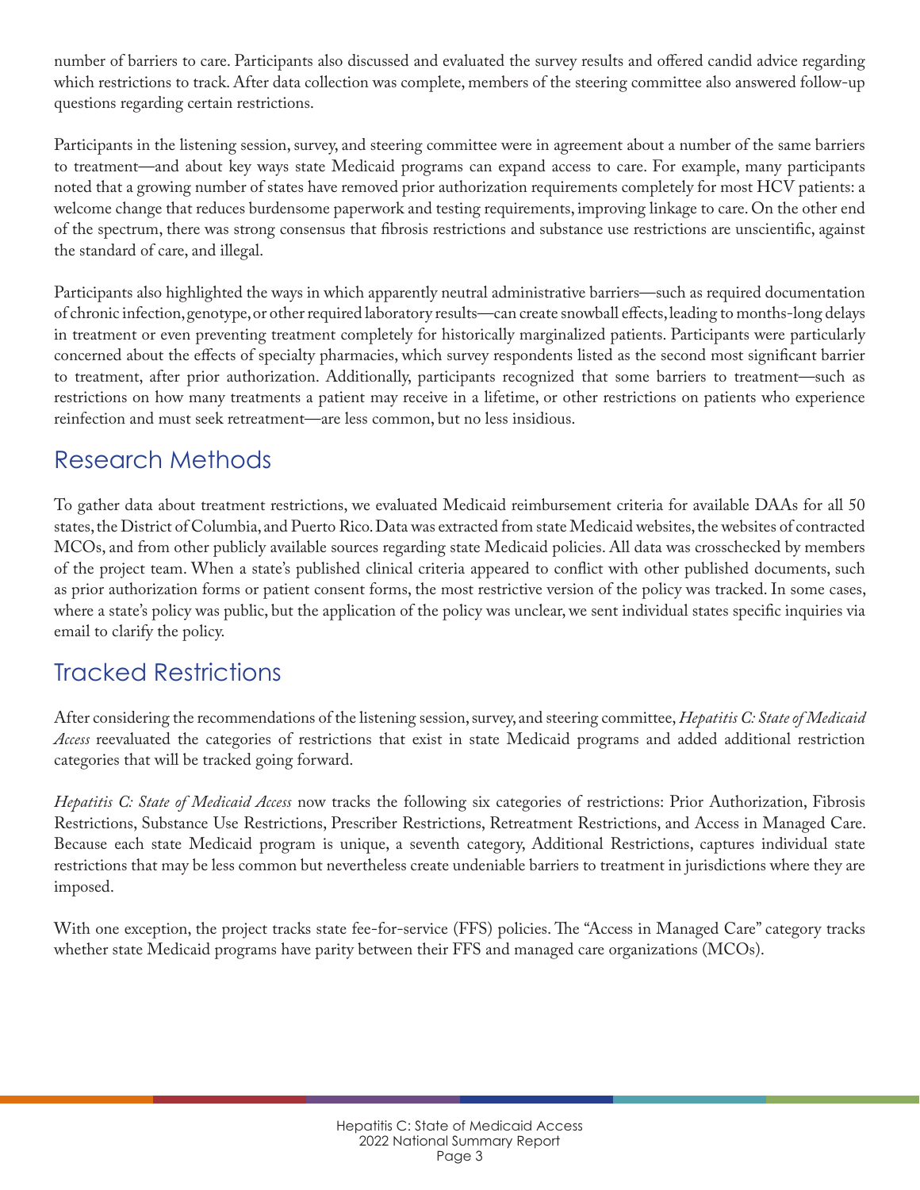number of barriers to care. Participants also discussed and evaluated the survey results and offered candid advice regarding which restrictions to track. After data collection was complete, members of the steering committee also answered follow-up questions regarding certain restrictions.

Participants in the listening session, survey, and steering committee were in agreement about a number of the same barriers to treatment—and about key ways state Medicaid programs can expand access to care. For example, many participants noted that a growing number of states have removed prior authorization requirements completely for most HCV patients: a welcome change that reduces burdensome paperwork and testing requirements, improving linkage to care. On the other end of the spectrum, there was strong consensus that fibrosis restrictions and substance use restrictions are unscientific, against the standard of care, and illegal.

Participants also highlighted the ways in which apparently neutral administrative barriers—such as required documentation of chronic infection, genotype, or other required laboratory results—can create snowball effects, leading to months-long delays in treatment or even preventing treatment completely for historically marginalized patients. Participants were particularly concerned about the effects of specialty pharmacies, which survey respondents listed as the second most significant barrier to treatment, after prior authorization. Additionally, participants recognized that some barriers to treatment—such as restrictions on how many treatments a patient may receive in a lifetime, or other restrictions on patients who experience reinfection and must seek retreatment—are less common, but no less insidious.

## Research Methods

To gather data about treatment restrictions, we evaluated Medicaid reimbursement criteria for available DAAs for all 50 states, the District of Columbia, and Puerto Rico. Data was extracted from state Medicaid websites, the websites of contracted MCOs, and from other publicly available sources regarding state Medicaid policies. All data was crosschecked by members of the project team. When a state's published clinical criteria appeared to conflict with other published documents, such as prior authorization forms or patient consent forms, the most restrictive version of the policy was tracked. In some cases, where a state's policy was public, but the application of the policy was unclear, we sent individual states specific inquiries via email to clarify the policy.

## Tracked Restrictions

After considering the recommendations of the listening session, survey, and steering committee, *Hepatitis C: State of Medicaid Access* reevaluated the categories of restrictions that exist in state Medicaid programs and added additional restriction categories that will be tracked going forward.

*Hepatitis C: State of Medicaid Access* now tracks the following six categories of restrictions: Prior Authorization, Fibrosis Restrictions, Substance Use Restrictions, Prescriber Restrictions, Retreatment Restrictions, and Access in Managed Care. Because each state Medicaid program is unique, a seventh category, Additional Restrictions, captures individual state restrictions that may be less common but nevertheless create undeniable barriers to treatment in jurisdictions where they are imposed.

With one exception, the project tracks state fee-for-service (FFS) policies. The "Access in Managed Care" category tracks whether state Medicaid programs have parity between their FFS and managed care organizations (MCOs).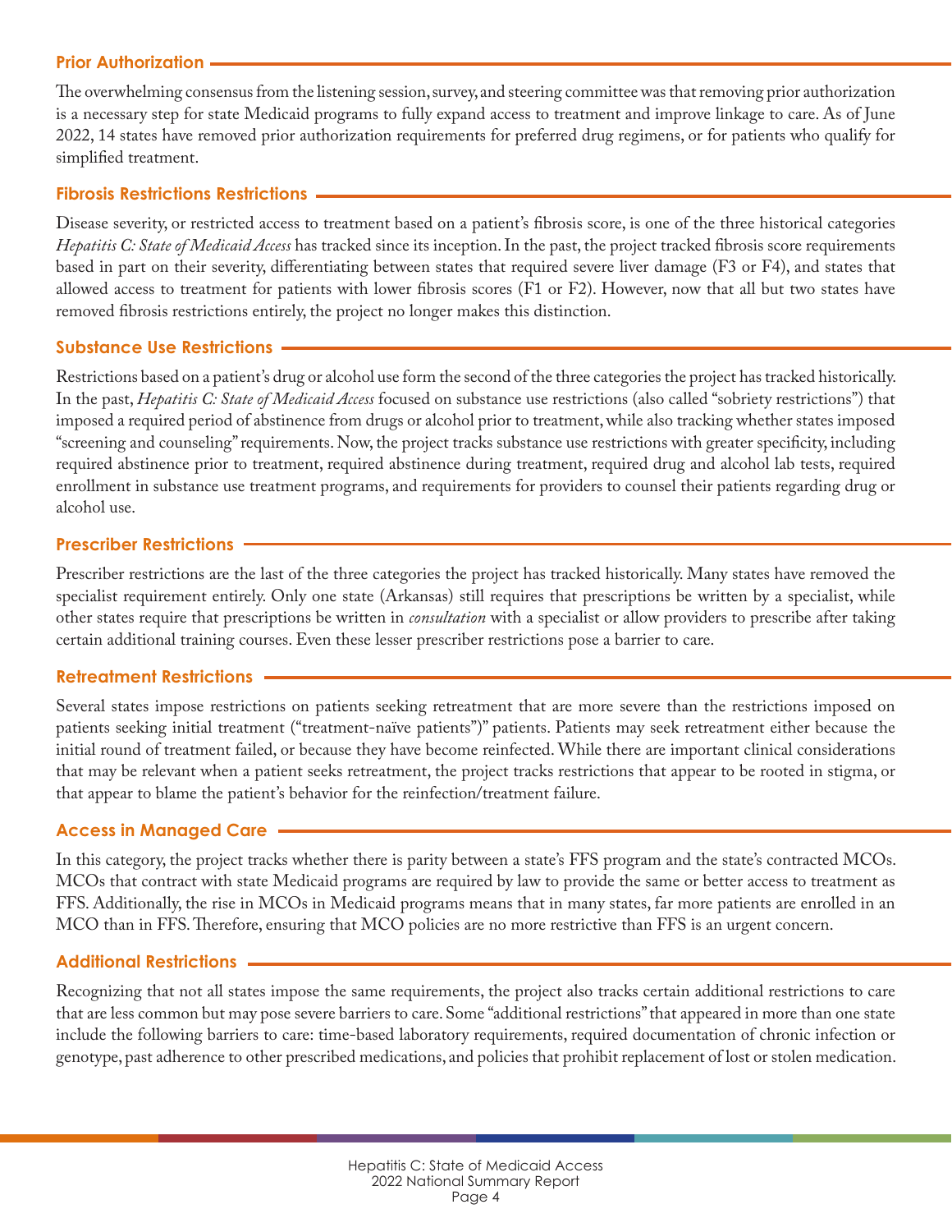### Prior Authorization

The overwhelming consensus from the listening session, survey, and steering committee was that removing prior authorization is a necessary step for state Medicaid programs to fully expand access to treatment and improve linkage to care. As of June 2022, 14 states have removed prior authorization requirements for preferred drug regimens, or for patients who qualify for simplified treatment.

### Fibrosis Restrictions Restrictions

Disease severity, or restricted access to treatment based on a patient's fibrosis score, is one of the three historical categories *Hepatitis C: State of Medicaid Access* has tracked since its inception. In the past, the project tracked fibrosis score requirements based in part on their severity, differentiating between states that required severe liver damage (F3 or F4), and states that allowed access to treatment for patients with lower fibrosis scores (F1 or F2). However, now that all but two states have removed fibrosis restrictions entirely, the project no longer makes this distinction.

### Substance Use Restrictions

Restrictions based on a patient's drug or alcohol use form the second of the three categories the project has tracked historically. In the past, *Hepatitis C: State of Medicaid Access* focused on substance use restrictions (also called "sobriety restrictions") that imposed a required period of abstinence from drugs or alcohol prior to treatment, while also tracking whether states imposed "screening and counseling" requirements. Now, the project tracks substance use restrictions with greater specificity, including required abstinence prior to treatment, required abstinence during treatment, required drug and alcohol lab tests, required enrollment in substance use treatment programs, and requirements for providers to counsel their patients regarding drug or alcohol use.

### Prescriber Restrictions

Prescriber restrictions are the last of the three categories the project has tracked historically. Many states have removed the specialist requirement entirely. Only one state (Arkansas) still requires that prescriptions be written by a specialist, while other states require that prescriptions be written in *consultation* with a specialist or allow providers to prescribe after taking certain additional training courses. Even these lesser prescriber restrictions pose a barrier to care.

### Retreatment Restrictions

Several states impose restrictions on patients seeking retreatment that are more severe than the restrictions imposed on patients seeking initial treatment ("treatment-naïve patients")" patients. Patients may seek retreatment either because the initial round of treatment failed, or because they have become reinfected. While there are important clinical considerations that may be relevant when a patient seeks retreatment, the project tracks restrictions that appear to be rooted in stigma, or that appear to blame the patient's behavior for the reinfection/treatment failure.

### Access in Managed Care

In this category, the project tracks whether there is parity between a state's FFS program and the state's contracted MCOs. MCOs that contract with state Medicaid programs are required by law to provide the same or better access to treatment as FFS. Additionally, the rise in MCOs in Medicaid programs means that in many states, far more patients are enrolled in an MCO than in FFS. Therefore, ensuring that MCO policies are no more restrictive than FFS is an urgent concern.

### Additional Restrictions

Recognizing that not all states impose the same requirements, the project also tracks certain additional restrictions to care that are less common but may pose severe barriers to care. Some "additional restrictions" that appeared in more than one state include the following barriers to care: time-based laboratory requirements, required documentation of chronic infection or genotype, past adherence to other prescribed medications, and policies that prohibit replacement of lost or stolen medication.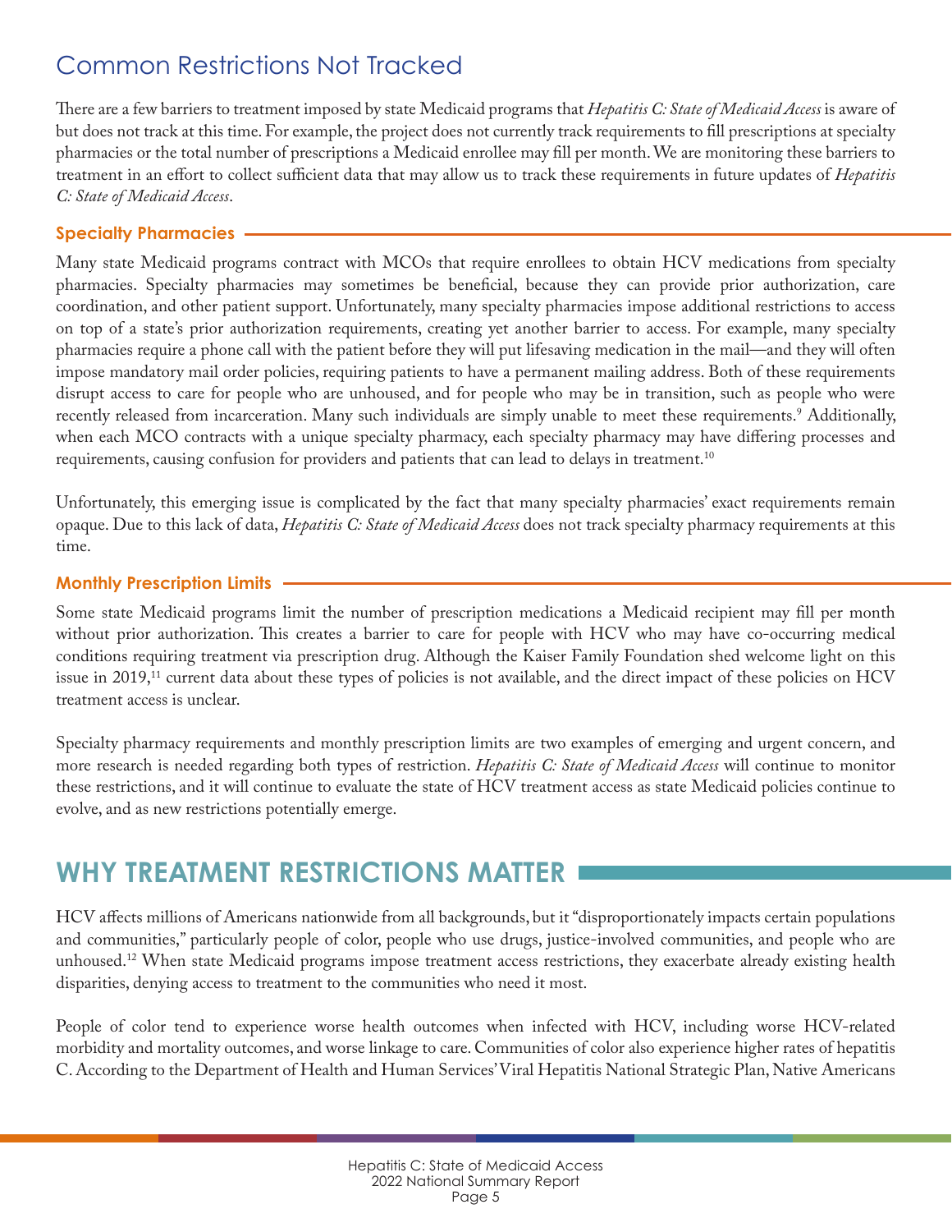## Common Restrictions Not Tracked

There are a few barriers to treatment imposed by state Medicaid programs that *Hepatitis C: State of Medicaid Access* is aware of but does not track at this time. For example, the project does not currently track requirements to fill prescriptions at specialty pharmacies or the total number of prescriptions a Medicaid enrollee may fill per month. We are monitoring these barriers to treatment in an effort to collect sufficient data that may allow us to track these requirements in future updates of *Hepatitis C: State of Medicaid Access*.

### Specialty Pharmacies

Many state Medicaid programs contract with MCOs that require enrollees to obtain HCV medications from specialty pharmacies. Specialty pharmacies may sometimes be beneficial, because they can provide prior authorization, care coordination, and other patient support. Unfortunately, many specialty pharmacies impose additional restrictions to access on top of a state's prior authorization requirements, creating yet another barrier to access. For example, many specialty pharmacies require a phone call with the patient before they will put lifesaving medication in the mail—and they will often impose mandatory mail order policies, requiring patients to have a permanent mailing address. Both of these requirements disrupt access to care for people who are unhoused, and for people who may be in transition, such as people who were recently released from incarceration. Many such individuals are simply unable to meet these requirements.[9] Additionally, when each MCO contracts with a unique specialty pharmacy, each specialty pharmacy may have differing processes and requirements, causing confusion for providers and patients that can lead to delays in treatment.[10]

Unfortunately, this emerging issue is complicated by the fact that many specialty pharmacies' exact requirements remain opaque. Due to this lack of data, *Hepatitis C: State of Medicaid Access* does not track specialty pharmacy requirements at this time.

### Monthly Prescription Limits

Some state Medicaid programs limit the number of prescription medications a Medicaid recipient may fill per month without prior authorization. This creates a barrier to care for people with HCV who may have co-occurring medical conditions requiring treatment via prescription drug. Although the Kaiser Family Foundation shed welcome light on this issue in 2019,[11] current data about these types of policies is not available, and the direct impact of these policies on HCV treatment access is unclear.

Specialty pharmacy requirements and monthly prescription limits are two examples of emerging and urgent concern, and more research is needed regarding both types of restriction. *Hepatitis C: State of Medicaid Access* will continue to monitor these restrictions, and it will continue to evaluate the state of HCV treatment access as state Medicaid policies continue to evolve, and as new restrictions potentially emerge.

# WHY TREATMENT RESTRICTIONS MATTER

HCV affects millions of Americans nationwide from all backgrounds, but it "disproportionately impacts certain populations and communities," particularly people of color, people who use drugs, justice-involved communities, and people who are unhoused.[12] When state Medicaid programs impose treatment access restrictions, they exacerbate already existing health disparities, denying access to treatment to the communities who need it most.

People of color tend to experience worse health outcomes when infected with HCV, including worse HCV-related morbidity and mortality outcomes, and worse linkage to care. Communities of color also experience higher rates of hepatitis C. According to the Department of Health and Human Services' Viral Hepatitis National Strategic Plan, Native Americans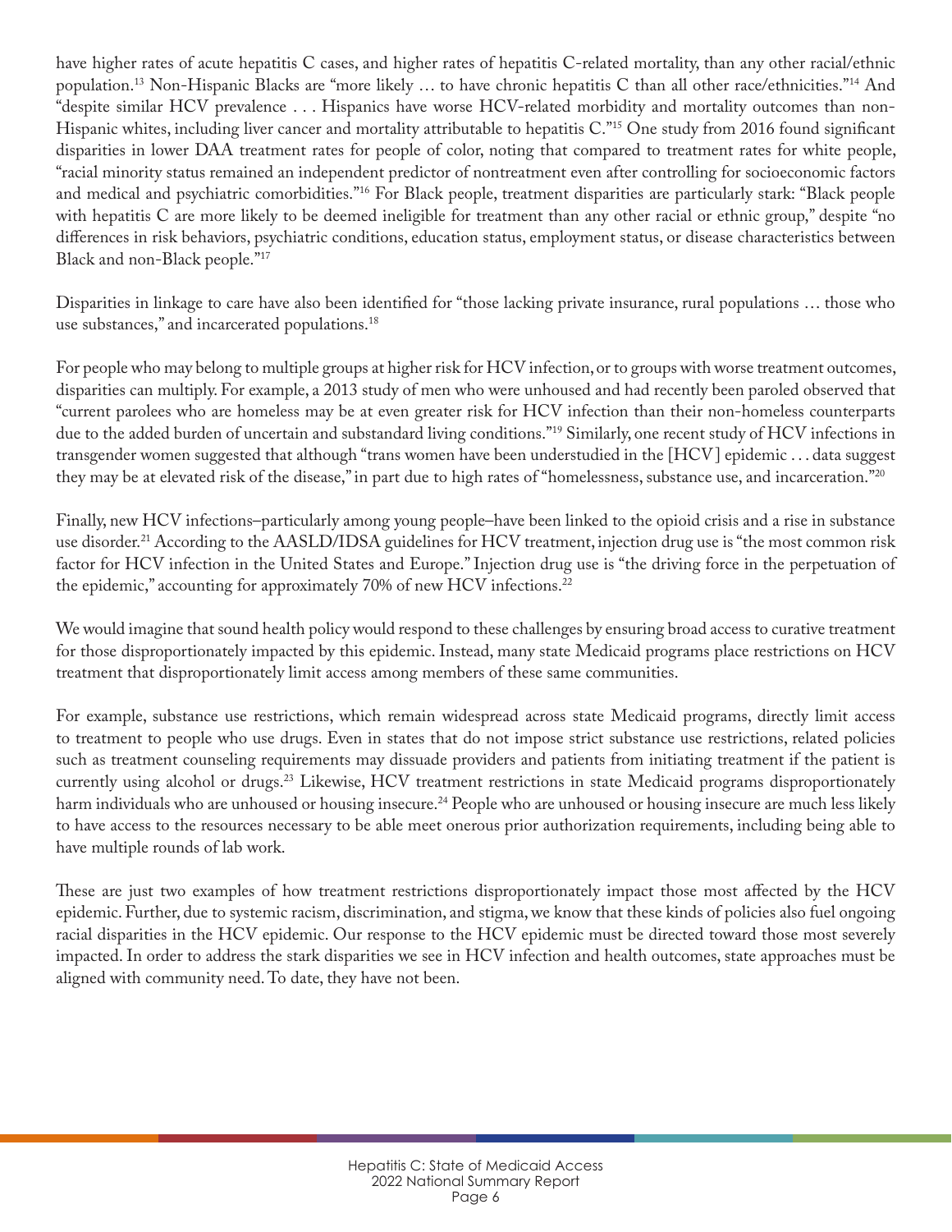have higher rates of acute hepatitis C cases, and higher rates of hepatitis C-related mortality, than any other racial/ethnic population.[13] Non-Hispanic Blacks are "more likely … to have chronic hepatitis C than all other race/ethnicities."[14] And "despite similar HCV prevalence . . . Hispanics have worse HCV-related morbidity and mortality outcomes than non-Hispanic whites, including liver cancer and mortality attributable to hepatitis C."[15] One study from 2016 found significant disparities in lower DAA treatment rates for people of color, noting that compared to treatment rates for white people, "racial minority status remained an independent predictor of nontreatment even after controlling for socioeconomic factors and medical and psychiatric comorbidities."[16] For Black people, treatment disparities are particularly stark: "Black people with hepatitis C are more likely to be deemed ineligible for treatment than any other racial or ethnic group," despite "no differences in risk behaviors, psychiatric conditions, education status, employment status, or disease characteristics between Black and non-Black people."[17]

Disparities in linkage to care have also been identified for "those lacking private insurance, rural populations … those who use substances," and incarcerated populations.[18]

For people who may belong to multiple groups at higher risk for HCV infection, or to groups with worse treatment outcomes, disparities can multiply. For example, a 2013 study of men who were unhoused and had recently been paroled observed that "current parolees who are homeless may be at even greater risk for HCV infection than their non-homeless counterparts due to the added burden of uncertain and substandard living conditions."[19] Similarly, one recent study of HCV infections in transgender women suggested that although "trans women have been understudied in the [HCV] epidemic . . . data suggest they may be at elevated risk of the disease," in part due to high rates of "homelessness, substance use, and incarceration."[20]

Finally, new HCV infections–particularly among young people–have been linked to the opioid crisis and a rise in substance use disorder.[21] According to the AASLD/IDSA guidelines for HCV treatment, injection drug use is "the most common risk factor for HCV infection in the United States and Europe." Injection drug use is "the driving force in the perpetuation of the epidemic," accounting for approximately 70% of new HCV infections.[22]

We would imagine that sound health policy would respond to these challenges by ensuring broad access to curative treatment for those disproportionately impacted by this epidemic. Instead, many state Medicaid programs place restrictions on HCV treatment that disproportionately limit access among members of these same communities.

For example, substance use restrictions, which remain widespread across state Medicaid programs, directly limit access to treatment to people who use drugs. Even in states that do not impose strict substance use restrictions, related policies such as treatment counseling requirements may dissuade providers and patients from initiating treatment if the patient is currently using alcohol or drugs.[23] Likewise, HCV treatment restrictions in state Medicaid programs disproportionately harm individuals who are unhoused or housing insecure.[24] People who are unhoused or housing insecure are much less likely to have access to the resources necessary to be able meet onerous prior authorization requirements, including being able to have multiple rounds of lab work.

These are just two examples of how treatment restrictions disproportionately impact those most affected by the HCV epidemic. Further, due to systemic racism, discrimination, and stigma, we know that these kinds of policies also fuel ongoing racial disparities in the HCV epidemic. Our response to the HCV epidemic must be directed toward those most severely impacted. In order to address the stark disparities we see in HCV infection and health outcomes, state approaches must be aligned with community need. To date, they have not been.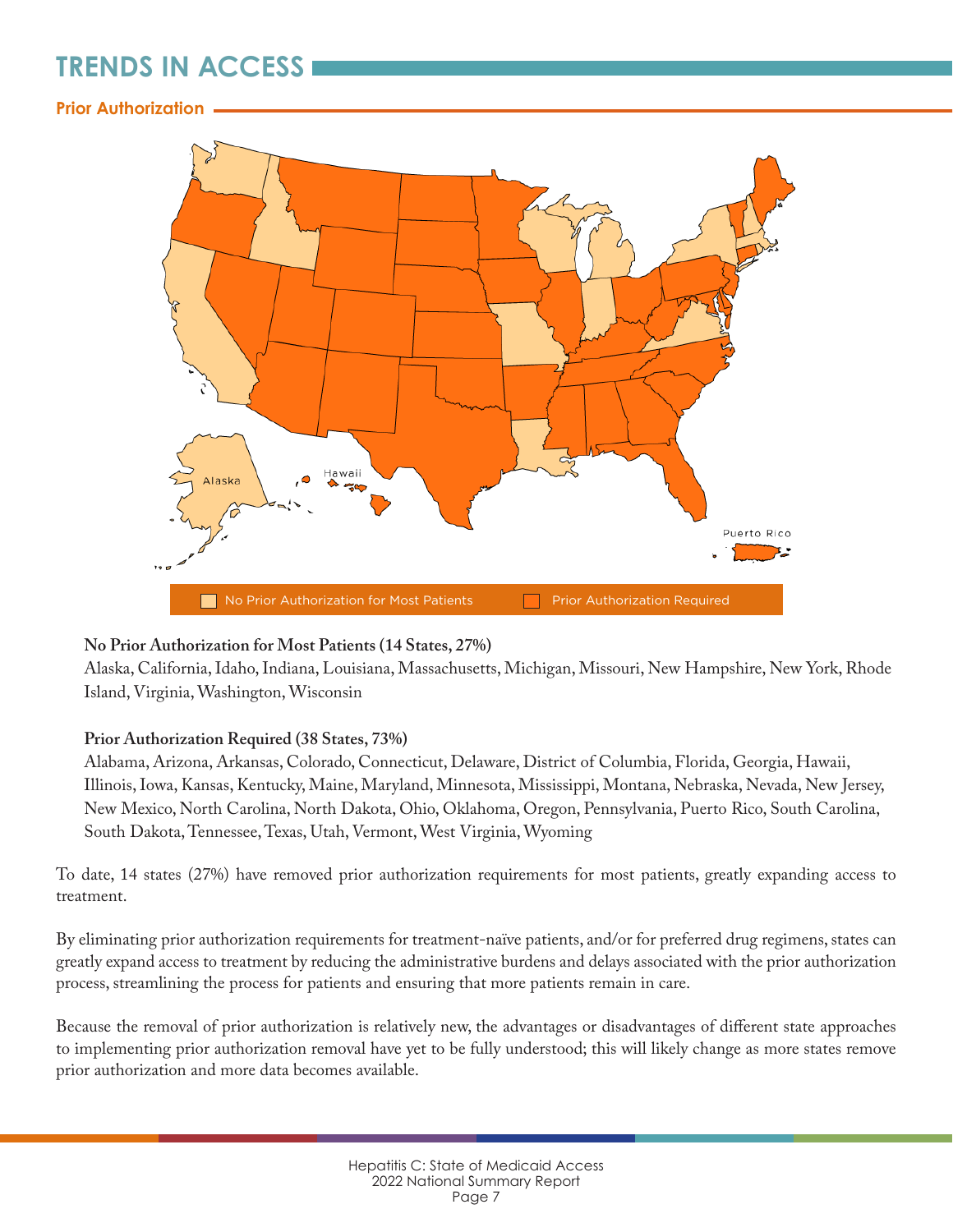# TRENDS IN ACCESS

## Prior Authorization

No Prior Authorization for Most Patients | Prior Authorization Required

**No Prior Authorization for Most Patients (14 States, 27%)**
Alaska, California, Idaho, Indiana, Louisiana, Massachusetts, Michigan, Missouri, New Hampshire, New York, Rhode Island, Virginia, Washington, Wisconsin

**Prior Authorization Required (38 States, 73%)**
Alabama, Arizona, Arkansas, Colorado, Connecticut, Delaware, District of Columbia, Florida, Georgia, Hawaii, Illinois, Iowa, Kansas, Kentucky, Maine, Maryland, Minnesota, Mississippi, Montana, Nebraska, Nevada, New Jersey, New Mexico, North Carolina, North Dakota, Ohio, Oklahoma, Oregon, Pennsylvania, Puerto Rico, South Carolina, South Dakota, Tennessee, Texas, Utah, Vermont, West Virginia, Wyoming

To date, 14 states (27%) have removed prior authorization requirements for most patients, greatly expanding access to treatment.

By eliminating prior authorization requirements for treatment-naïve patients, and/or for preferred drug regimens, states can greatly expand access to treatment by reducing the administrative burdens and delays associated with the prior authorization process, streamlining the process for patients and ensuring that more patients remain in care.

Because the removal of prior authorization is relatively new, the advantages or disadvantages of different state approaches to implementing prior authorization removal have yet to be fully understood; this will likely change as more states remove prior authorization and more data becomes available.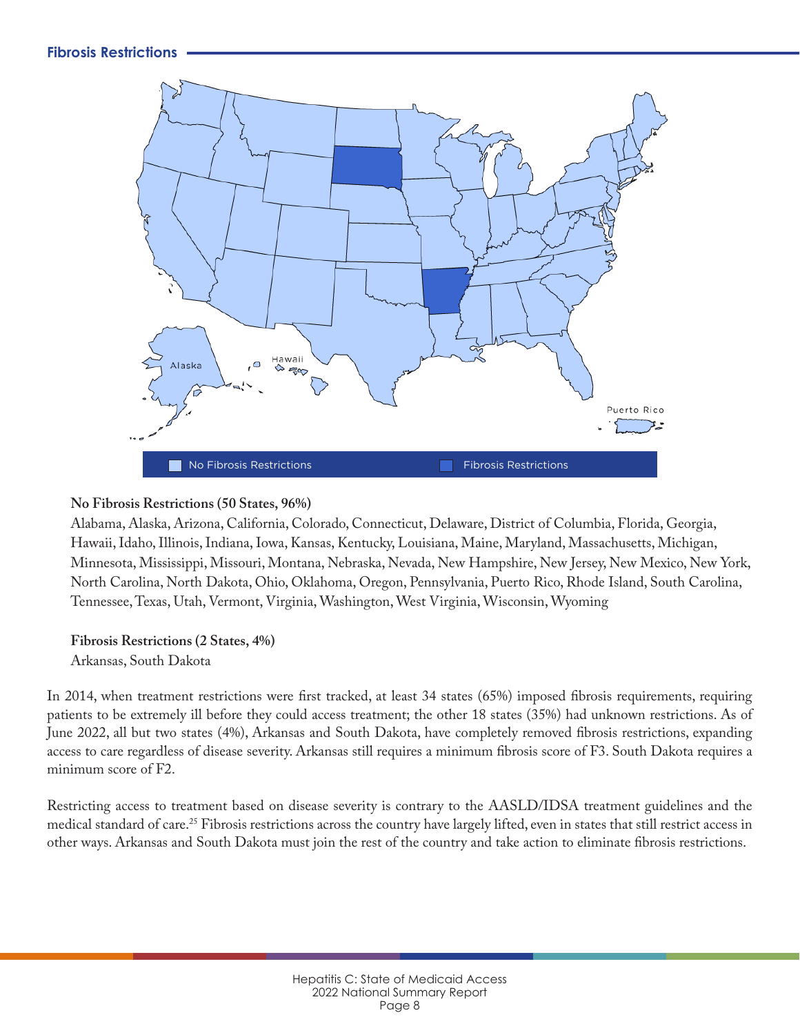## Fibrosis Restrictions

No Fibrosis Restrictions

Fibrosis Restrictions

**No Fibrosis Restrictions (50 States, 96%)**

Alabama, Alaska, Arizona, California, Colorado, Connecticut, Delaware, District of Columbia, Florida, Georgia, Hawaii, Idaho, Illinois, Indiana, Iowa, Kansas, Kentucky, Louisiana, Maine, Maryland, Massachusetts, Michigan, Minnesota, Mississippi, Missouri, Montana, Nebraska, Nevada, New Hampshire, New Jersey, New Mexico, New York, North Carolina, North Dakota, Ohio, Oklahoma, Oregon, Pennsylvania, Puerto Rico, Rhode Island, South Carolina, Tennessee, Texas, Utah, Vermont, Virginia, Washington, West Virginia, Wisconsin, Wyoming

**Fibrosis Restrictions (2 States, 4%)**

Arkansas, South Dakota

In 2014, when treatment restrictions were first tracked, at least 34 states (65%) imposed fibrosis requirements, requiring patients to be extremely ill before they could access treatment; the other 18 states (35%) had unknown restrictions. As of June 2022, all but two states (4%), Arkansas and South Dakota, have completely removed fibrosis restrictions, expanding access to care regardless of disease severity. Arkansas still requires a minimum fibrosis score of F3. South Dakota requires a minimum score of F2.

Restricting access to treatment based on disease severity is contrary to the AASLD/IDSA treatment guidelines and the medical standard of care.[25] Fibrosis restrictions across the country have largely lifted, even in states that still restrict access in other ways. Arkansas and South Dakota must join the rest of the country and take action to eliminate fibrosis restrictions.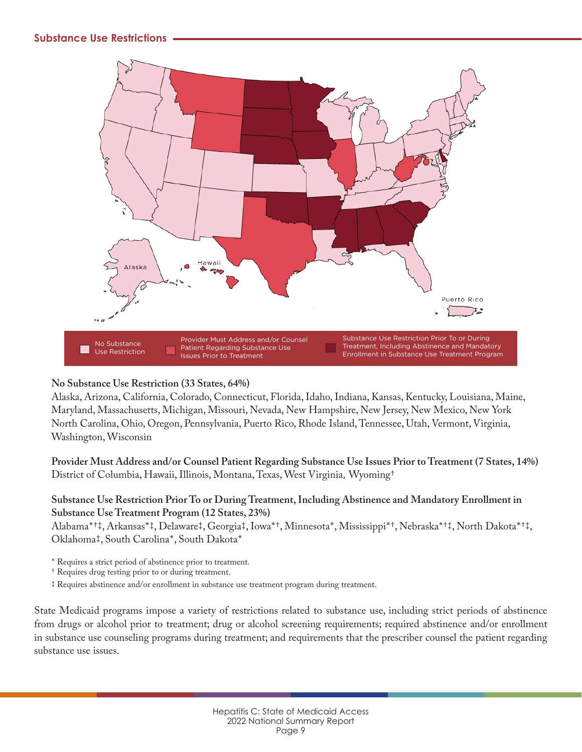## Substance Use Restrictions

No Substance Use Restriction

Provider Must Address and/or Counsel Patient Regarding Substance Use Issues Prior to Treatment

Substance Use Restriction Prior To or During Treatment, Including Abstinence and Mandatory Enrollment in Substance Use Treatment Program

**No Substance Use Restriction (33 States, 64%)**
Alaska, Arizona, California, Colorado, Connecticut, Florida, Idaho, Indiana, Kansas, Kentucky, Louisiana, Maine, Maryland, Massachusetts, Michigan, Missouri, Nevada, New Hampshire, New Jersey, New Mexico, New York North Carolina, Ohio, Oregon, Pennsylvania, Puerto Rico, Rhode Island, Tennessee, Utah, Vermont, Virginia, Washington, Wisconsin

**Provider Must Address and/or Counsel Patient Regarding Substance Use Issues Prior to Treatment (7 States, 14%)**
District of Columbia, Hawaii, Illinois, Montana, Texas, West Virginia, Wyoming†

**Substance Use Restriction Prior To or During Treatment, Including Abstinence and Mandatory Enrollment in Substance Use Treatment Program (12 States, 23%)**
Alabama*†‡, Arkansas*‡, Delaware‡, Georgia‡, Iowa*†, Minnesota*, Mississippi*†, Nebraska*†‡, North Dakota*†‡, Oklahoma‡, South Carolina*, South Dakota*

\* Requires a strict period of abstinence prior to treatment.
† Requires drug testing prior to or during treatment.
‡ Requires abstinence and/or enrollment in substance use treatment program during treatment.

State Medicaid programs impose a variety of restrictions related to substance use, including strict periods of abstinence from drugs or alcohol prior to treatment; drug or alcohol screening requirements; required abstinence and/or enrollment in substance use counseling programs during treatment; and requirements that the prescriber counsel the patient regarding substance use issues.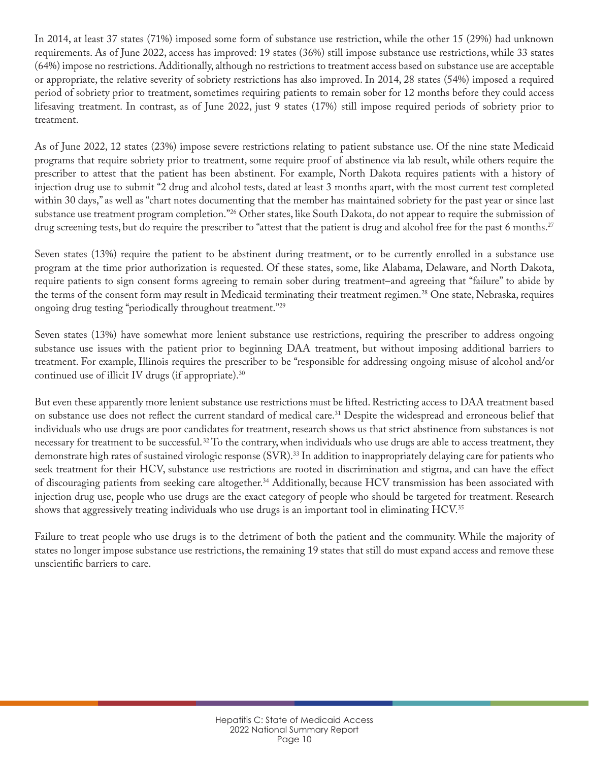In 2014, at least 37 states (71%) imposed some form of substance use restriction, while the other 15 (29%) had unknown requirements. As of June 2022, access has improved: 19 states (36%) still impose substance use restrictions, while 33 states (64%) impose no restrictions. Additionally, although no restrictions to treatment access based on substance use are acceptable or appropriate, the relative severity of sobriety restrictions has also improved. In 2014, 28 states (54%) imposed a required period of sobriety prior to treatment, sometimes requiring patients to remain sober for 12 months before they could access lifesaving treatment. In contrast, as of June 2022, just 9 states (17%) still impose required periods of sobriety prior to treatment.

As of June 2022, 12 states (23%) impose severe restrictions relating to patient substance use. Of the nine state Medicaid programs that require sobriety prior to treatment, some require proof of abstinence via lab result, while others require the prescriber to attest that the patient has been abstinent. For example, North Dakota requires patients with a history of injection drug use to submit "2 drug and alcohol tests, dated at least 3 months apart, with the most current test completed within 30 days," as well as "chart notes documenting that the member has maintained sobriety for the past year or since last substance use treatment program completion."[26] Other states, like South Dakota, do not appear to require the submission of drug screening tests, but do require the prescriber to "attest that the patient is drug and alcohol free for the past 6 months.[27]

Seven states (13%) require the patient to be abstinent during treatment, or to be currently enrolled in a substance use program at the time prior authorization is requested. Of these states, some, like Alabama, Delaware, and North Dakota, require patients to sign consent forms agreeing to remain sober during treatment–and agreeing that "failure" to abide by the terms of the consent form may result in Medicaid terminating their treatment regimen.[28] One state, Nebraska, requires ongoing drug testing "periodically throughout treatment."[29]

Seven states (13%) have somewhat more lenient substance use restrictions, requiring the prescriber to address ongoing substance use issues with the patient prior to beginning DAA treatment, but without imposing additional barriers to treatment. For example, Illinois requires the prescriber to be "responsible for addressing ongoing misuse of alcohol and/or continued use of illicit IV drugs (if appropriate).[30]

But even these apparently more lenient substance use restrictions must be lifted. Restricting access to DAA treatment based on substance use does not reflect the current standard of medical care.[31] Despite the widespread and erroneous belief that individuals who use drugs are poor candidates for treatment, research shows us that strict abstinence from substances is not necessary for treatment to be successful.[32] To the contrary, when individuals who use drugs are able to access treatment, they demonstrate high rates of sustained virologic response (SVR).[33] In addition to inappropriately delaying care for patients who seek treatment for their HCV, substance use restrictions are rooted in discrimination and stigma, and can have the effect of discouraging patients from seeking care altogether.[34] Additionally, because HCV transmission has been associated with injection drug use, people who use drugs are the exact category of people who should be targeted for treatment. Research shows that aggressively treating individuals who use drugs is an important tool in eliminating HCV.[35]

Failure to treat people who use drugs is to the detriment of both the patient and the community. While the majority of states no longer impose substance use restrictions, the remaining 19 states that still do must expand access and remove these unscientific barriers to care.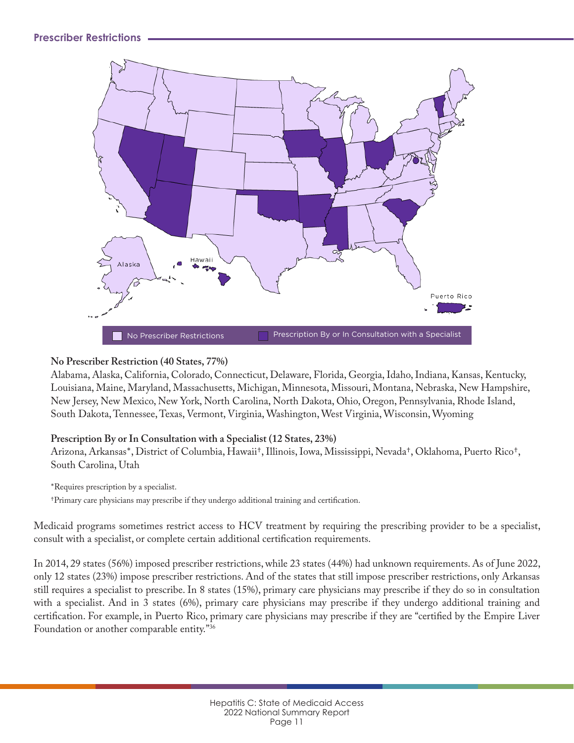## Prescriber Restrictions

No Prescriber Restrictions | Prescription By or In Consultation with a Specialist

**No Prescriber Restriction (40 States, 77%)**

Alabama, Alaska, California, Colorado, Connecticut, Delaware, Florida, Georgia, Idaho, Indiana, Kansas, Kentucky, Louisiana, Maine, Maryland, Massachusetts, Michigan, Minnesota, Missouri, Montana, Nebraska, New Hampshire, New Jersey, New Mexico, New York, North Carolina, North Dakota, Ohio, Oregon, Pennsylvania, Rhode Island, South Dakota, Tennessee, Texas, Vermont, Virginia, Washington, West Virginia, Wisconsin, Wyoming

**Prescription By or In Consultation with a Specialist (12 States, 23%)**

Arizona, Arkansas*, District of Columbia, Hawaii†, Illinois, Iowa, Mississippi, Nevada†, Oklahoma, Puerto Rico†, South Carolina, Utah

*Requires prescription by a specialist.

†Primary care physicians may prescribe if they undergo additional training and certification.

Medicaid programs sometimes restrict access to HCV treatment by requiring the prescribing provider to be a specialist, consult with a specialist, or complete certain additional certification requirements.

In 2014, 29 states (56%) imposed prescriber restrictions, while 23 states (44%) had unknown requirements. As of June 2022, only 12 states (23%) impose prescriber restrictions. And of the states that still impose prescriber restrictions, only Arkansas still requires a specialist to prescribe. In 8 states (15%), primary care physicians may prescribe if they do so in consultation with a specialist. And in 3 states (6%), primary care physicians may prescribe if they undergo additional training and certification. For example, in Puerto Rico, primary care physicians may prescribe if they are "certified by the Empire Liver Foundation or another comparable entity."[36]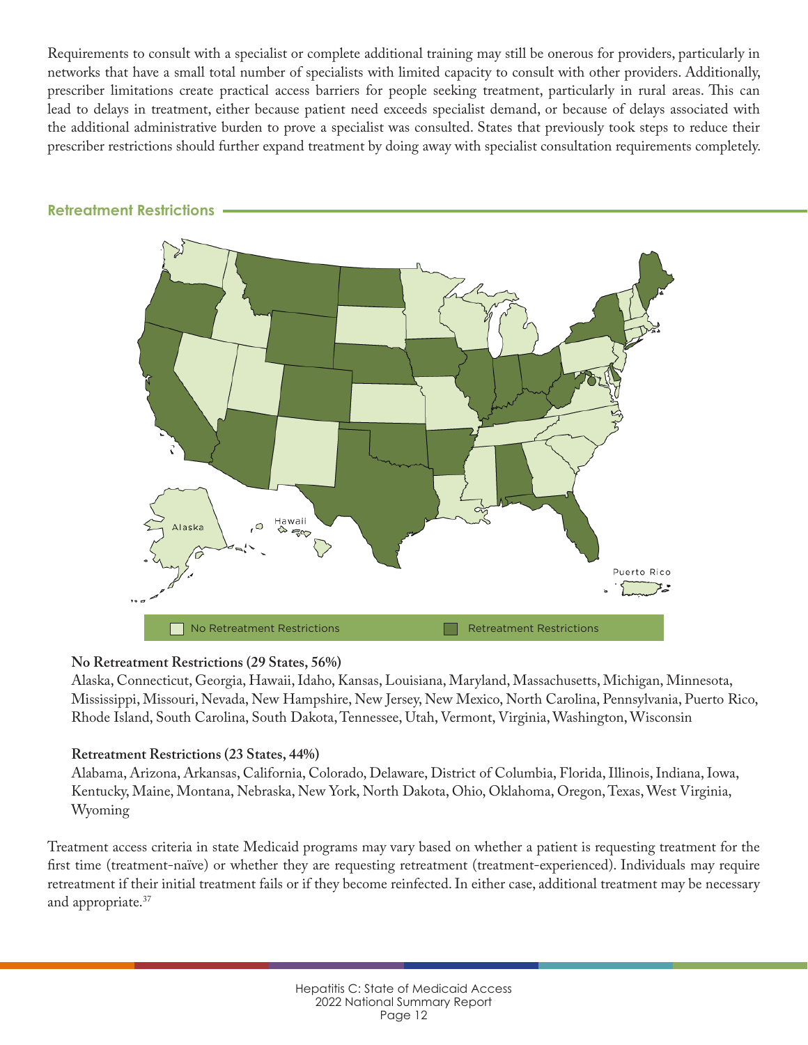Requirements to consult with a specialist or complete additional training may still be onerous for providers, particularly in networks that have a small total number of specialists with limited capacity to consult with other providers. Additionally, prescriber limitations create practical access barriers for people seeking treatment, particularly in rural areas. This can lead to delays in treatment, either because patient need exceeds specialist demand, or because of delays associated with the additional administrative burden to prove a specialist was consulted. States that previously took steps to reduce their prescriber restrictions should further expand treatment by doing away with specialist consultation requirements completely.

## Retreatment Restrictions

No Retreatment Restrictions | Retreatment Restrictions

**No Retreatment Restrictions (29 States, 56%)**
Alaska, Connecticut, Georgia, Hawaii, Idaho, Kansas, Louisiana, Maryland, Massachusetts, Michigan, Minnesota, Mississippi, Missouri, Nevada, New Hampshire, New Jersey, New Mexico, North Carolina, Pennsylvania, Puerto Rico, Rhode Island, South Carolina, South Dakota, Tennessee, Utah, Vermont, Virginia, Washington, Wisconsin

**Retreatment Restrictions (23 States, 44%)**
Alabama, Arizona, Arkansas, California, Colorado, Delaware, District of Columbia, Florida, Illinois, Indiana, Iowa, Kentucky, Maine, Montana, Nebraska, New York, North Dakota, Ohio, Oklahoma, Oregon, Texas, West Virginia, Wyoming

Treatment access criteria in state Medicaid programs may vary based on whether a patient is requesting treatment for the first time (treatment-naïve) or whether they are requesting retreatment (treatment-experienced). Individuals may require retreatment if their initial treatment fails or if they become reinfected. In either case, additional treatment may be necessary and appropriate.[37]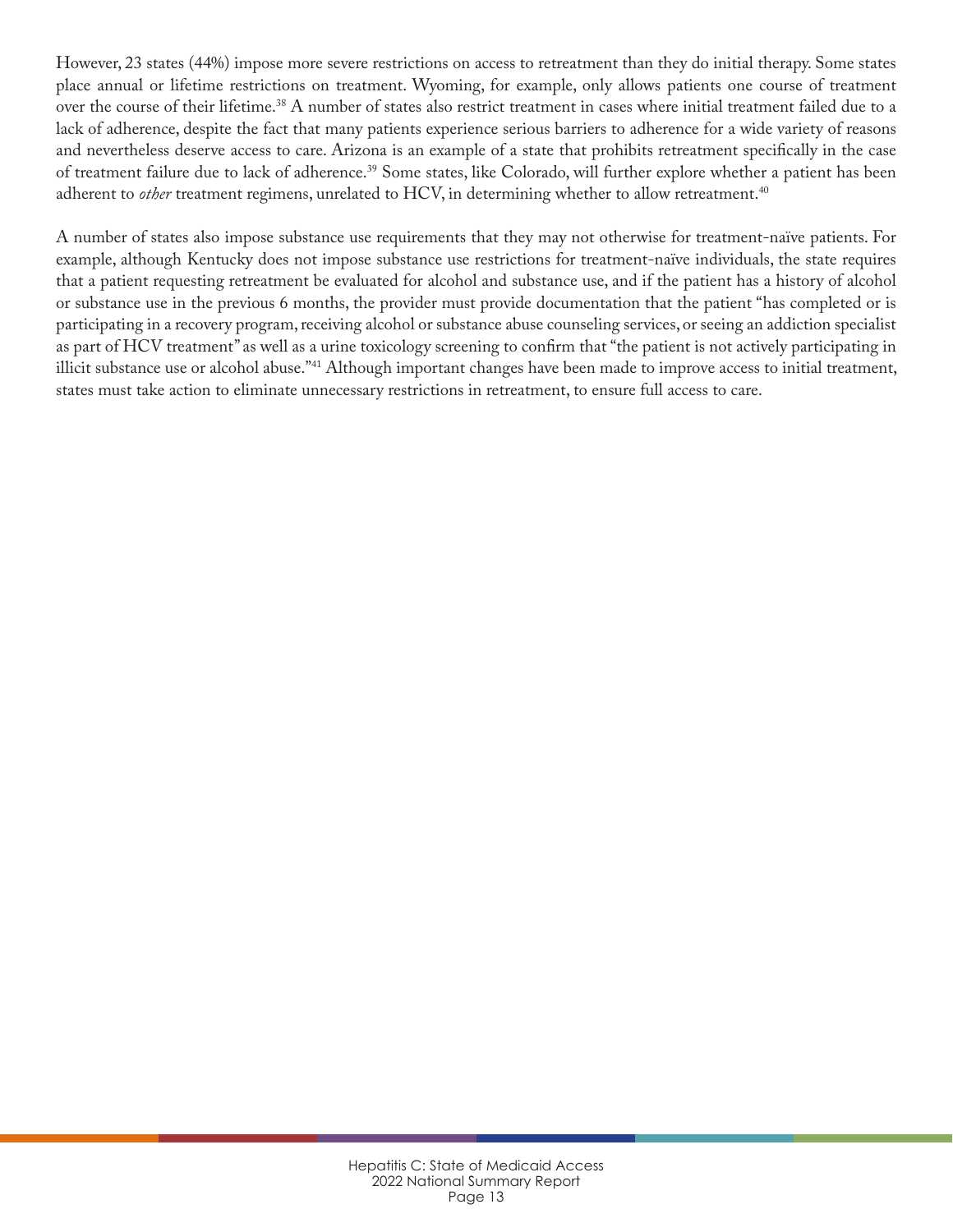However, 23 states (44%) impose more severe restrictions on access to retreatment than they do initial therapy. Some states place annual or lifetime restrictions on treatment. Wyoming, for example, only allows patients one course of treatment over the course of their lifetime.[38] A number of states also restrict treatment in cases where initial treatment failed due to a lack of adherence, despite the fact that many patients experience serious barriers to adherence for a wide variety of reasons and nevertheless deserve access to care. Arizona is an example of a state that prohibits retreatment specifically in the case of treatment failure due to lack of adherence.[39] Some states, like Colorado, will further explore whether a patient has been adherent to *other* treatment regimens, unrelated to HCV, in determining whether to allow retreatment.[40]

A number of states also impose substance use requirements that they may not otherwise for treatment-naïve patients. For example, although Kentucky does not impose substance use restrictions for treatment-naïve individuals, the state requires that a patient requesting retreatment be evaluated for alcohol and substance use, and if the patient has a history of alcohol or substance use in the previous 6 months, the provider must provide documentation that the patient "has completed or is participating in a recovery program, receiving alcohol or substance abuse counseling services, or seeing an addiction specialist as part of HCV treatment" as well as a urine toxicology screening to confirm that "the patient is not actively participating in illicit substance use or alcohol abuse."[41] Although important changes have been made to improve access to initial treatment, states must take action to eliminate unnecessary restrictions in retreatment, to ensure full access to care.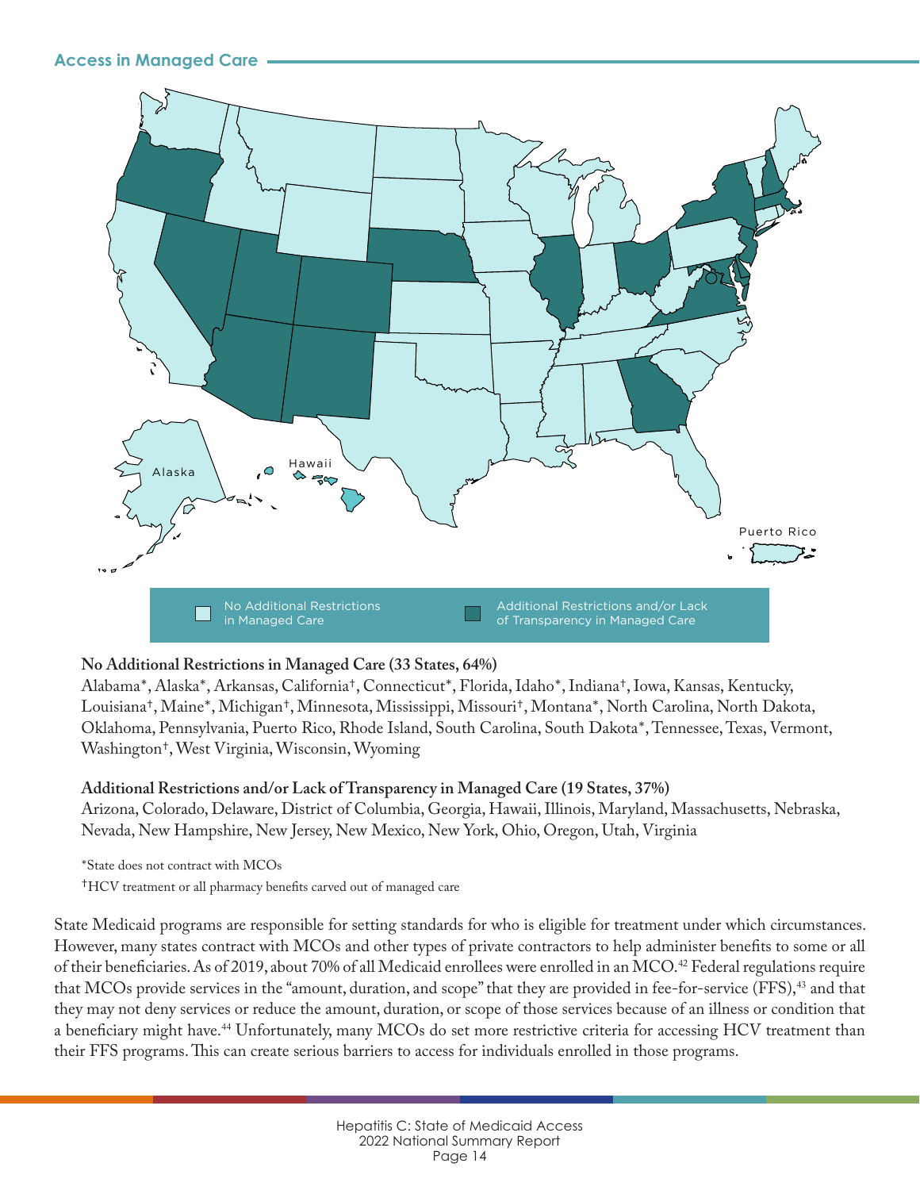## Access in Managed Care

No Additional Restrictions in Managed Care

Additional Restrictions and/or Lack of Transparency in Managed Care

**No Additional Restrictions in Managed Care (33 States, 64%)**
Alabama*, Alaska*, Arkansas, California†, Connecticut*, Florida, Idaho*, Indiana†, Iowa, Kansas, Kentucky, Louisiana†, Maine*, Michigan†, Minnesota, Mississippi, Missouri†, Montana*, North Carolina, North Dakota, Oklahoma, Pennsylvania, Puerto Rico, Rhode Island, South Carolina, South Dakota*, Tennessee, Texas, Vermont, Washington†, West Virginia, Wisconsin, Wyoming

**Additional Restrictions and/or Lack of Transparency in Managed Care (19 States, 37%)**
Arizona, Colorado, Delaware, District of Columbia, Georgia, Hawaii, Illinois, Maryland, Massachusetts, Nebraska, Nevada, New Hampshire, New Jersey, New Mexico, New York, Ohio, Oregon, Utah, Virginia

*State does not contract with MCOs

†HCV treatment or all pharmacy benefits carved out of managed care

State Medicaid programs are responsible for setting standards for who is eligible for treatment under which circumstances. However, many states contract with MCOs and other types of private contractors to help administer benefits to some or all of their beneficiaries. As of 2019, about 70% of all Medicaid enrollees were enrolled in an MCO.[42] Federal regulations require that MCOs provide services in the "amount, duration, and scope" that they are provided in fee-for-service (FFS),[43] and that they may not deny services or reduce the amount, duration, or scope of those services because of an illness or condition that a beneficiary might have.[44] Unfortunately, many MCOs do set more restrictive criteria for accessing HCV treatment than their FFS programs. This can create serious barriers to access for individuals enrolled in those programs.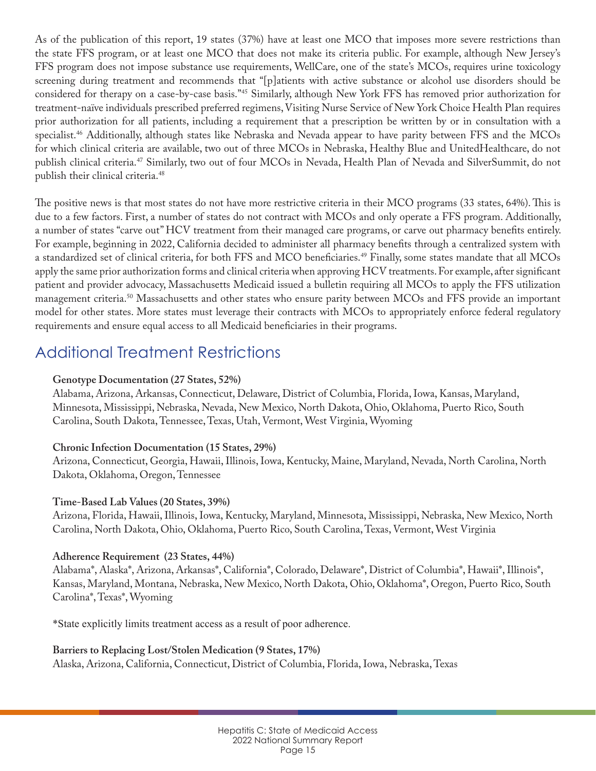As of the publication of this report, 19 states (37%) have at least one MCO that imposes more severe restrictions than the state FFS program, or at least one MCO that does not make its criteria public. For example, although New Jersey's FFS program does not impose substance use requirements, WellCare, one of the state's MCOs, requires urine toxicology screening during treatment and recommends that "[p]atients with active substance or alcohol use disorders should be considered for therapy on a case-by-case basis."[45] Similarly, although New York FFS has removed prior authorization for treatment-naïve individuals prescribed preferred regimens, Visiting Nurse Service of New York Choice Health Plan requires prior authorization for all patients, including a requirement that a prescription be written by or in consultation with a specialist.[46] Additionally, although states like Nebraska and Nevada appear to have parity between FFS and the MCOs for which clinical criteria are available, two out of three MCOs in Nebraska, Healthy Blue and UnitedHealthcare, do not publish clinical criteria.[47] Similarly, two out of four MCOs in Nevada, Health Plan of Nevada and SilverSummit, do not publish their clinical criteria.[48]

The positive news is that most states do not have more restrictive criteria in their MCO programs (33 states, 64%). This is due to a few factors. First, a number of states do not contract with MCOs and only operate a FFS program. Additionally, a number of states "carve out" HCV treatment from their managed care programs, or carve out pharmacy benefits entirely. For example, beginning in 2022, California decided to administer all pharmacy benefits through a centralized system with a standardized set of clinical criteria, for both FFS and MCO beneficiaries.[49] Finally, some states mandate that all MCOs apply the same prior authorization forms and clinical criteria when approving HCV treatments. For example, after significant patient and provider advocacy, Massachusetts Medicaid issued a bulletin requiring all MCOs to apply the FFS utilization management criteria.[50] Massachusetts and other states who ensure parity between MCOs and FFS provide an important model for other states. More states must leverage their contracts with MCOs to appropriately enforce federal regulatory requirements and ensure equal access to all Medicaid beneficiaries in their programs.

## Additional Treatment Restrictions

**Genotype Documentation (27 States, 52%)**
Alabama, Arizona, Arkansas, Connecticut, Delaware, District of Columbia, Florida, Iowa, Kansas, Maryland, Minnesota, Mississippi, Nebraska, Nevada, New Mexico, North Dakota, Ohio, Oklahoma, Puerto Rico, South Carolina, South Dakota, Tennessee, Texas, Utah, Vermont, West Virginia, Wyoming

**Chronic Infection Documentation (15 States, 29%)**
Arizona, Connecticut, Georgia, Hawaii, Illinois, Iowa, Kentucky, Maine, Maryland, Nevada, North Carolina, North Dakota, Oklahoma, Oregon, Tennessee

**Time-Based Lab Values (20 States, 39%)**
Arizona, Florida, Hawaii, Illinois, Iowa, Kentucky, Maryland, Minnesota, Mississippi, Nebraska, New Mexico, North Carolina, North Dakota, Ohio, Oklahoma, Puerto Rico, South Carolina, Texas, Vermont, West Virginia

**Adherence Requirement (23 States, 44%)**
Alabama*, Alaska*, Arizona, Arkansas*, California*, Colorado, Delaware*, District of Columbia*, Hawaii*, Illinois*, Kansas, Maryland, Montana, Nebraska, New Mexico, North Dakota, Ohio, Oklahoma*, Oregon, Puerto Rico, South Carolina*, Texas*, Wyoming

*State explicitly limits treatment access as a result of poor adherence.

**Barriers to Replacing Lost/Stolen Medication (9 States, 17%)**
Alaska, Arizona, California, Connecticut, District of Columbia, Florida, Iowa, Nebraska, Texas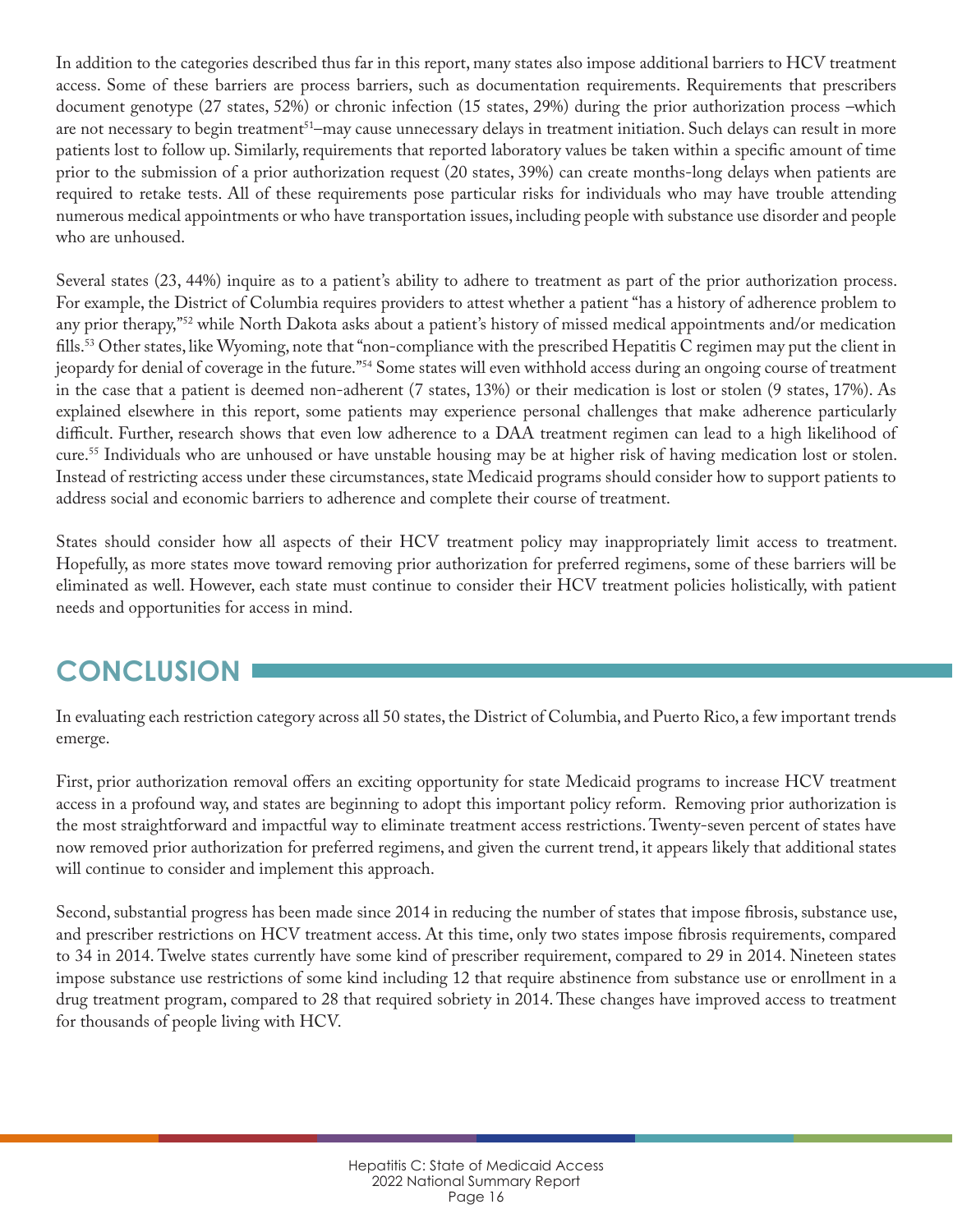In addition to the categories described thus far in this report, many states also impose additional barriers to HCV treatment access. Some of these barriers are process barriers, such as documentation requirements. Requirements that prescribers document genotype (27 states, 52%) or chronic infection (15 states, 29%) during the prior authorization process –which are not necessary to begin treatment[51]–may cause unnecessary delays in treatment initiation. Such delays can result in more patients lost to follow up. Similarly, requirements that reported laboratory values be taken within a specific amount of time prior to the submission of a prior authorization request (20 states, 39%) can create months-long delays when patients are required to retake tests. All of these requirements pose particular risks for individuals who may have trouble attending numerous medical appointments or who have transportation issues, including people with substance use disorder and people who are unhoused.

Several states (23, 44%) inquire as to a patient's ability to adhere to treatment as part of the prior authorization process. For example, the District of Columbia requires providers to attest whether a patient "has a history of adherence problem to any prior therapy,"[52] while North Dakota asks about a patient's history of missed medical appointments and/or medication fills.[53] Other states, like Wyoming, note that "non-compliance with the prescribed Hepatitis C regimen may put the client in jeopardy for denial of coverage in the future."[54] Some states will even withhold access during an ongoing course of treatment in the case that a patient is deemed non-adherent (7 states, 13%) or their medication is lost or stolen (9 states, 17%). As explained elsewhere in this report, some patients may experience personal challenges that make adherence particularly difficult. Further, research shows that even low adherence to a DAA treatment regimen can lead to a high likelihood of cure.[55] Individuals who are unhoused or have unstable housing may be at higher risk of having medication lost or stolen. Instead of restricting access under these circumstances, state Medicaid programs should consider how to support patients to address social and economic barriers to adherence and complete their course of treatment.

States should consider how all aspects of their HCV treatment policy may inappropriately limit access to treatment. Hopefully, as more states move toward removing prior authorization for preferred regimens, some of these barriers will be eliminated as well. However, each state must continue to consider their HCV treatment policies holistically, with patient needs and opportunities for access in mind.

## CONCLUSION

In evaluating each restriction category across all 50 states, the District of Columbia, and Puerto Rico, a few important trends emerge.

First, prior authorization removal offers an exciting opportunity for state Medicaid programs to increase HCV treatment access in a profound way, and states are beginning to adopt this important policy reform. Removing prior authorization is the most straightforward and impactful way to eliminate treatment access restrictions. Twenty-seven percent of states have now removed prior authorization for preferred regimens, and given the current trend, it appears likely that additional states will continue to consider and implement this approach.

Second, substantial progress has been made since 2014 in reducing the number of states that impose fibrosis, substance use, and prescriber restrictions on HCV treatment access. At this time, only two states impose fibrosis requirements, compared to 34 in 2014. Twelve states currently have some kind of prescriber requirement, compared to 29 in 2014. Nineteen states impose substance use restrictions of some kind including 12 that require abstinence from substance use or enrollment in a drug treatment program, compared to 28 that required sobriety in 2014. These changes have improved access to treatment for thousands of people living with HCV.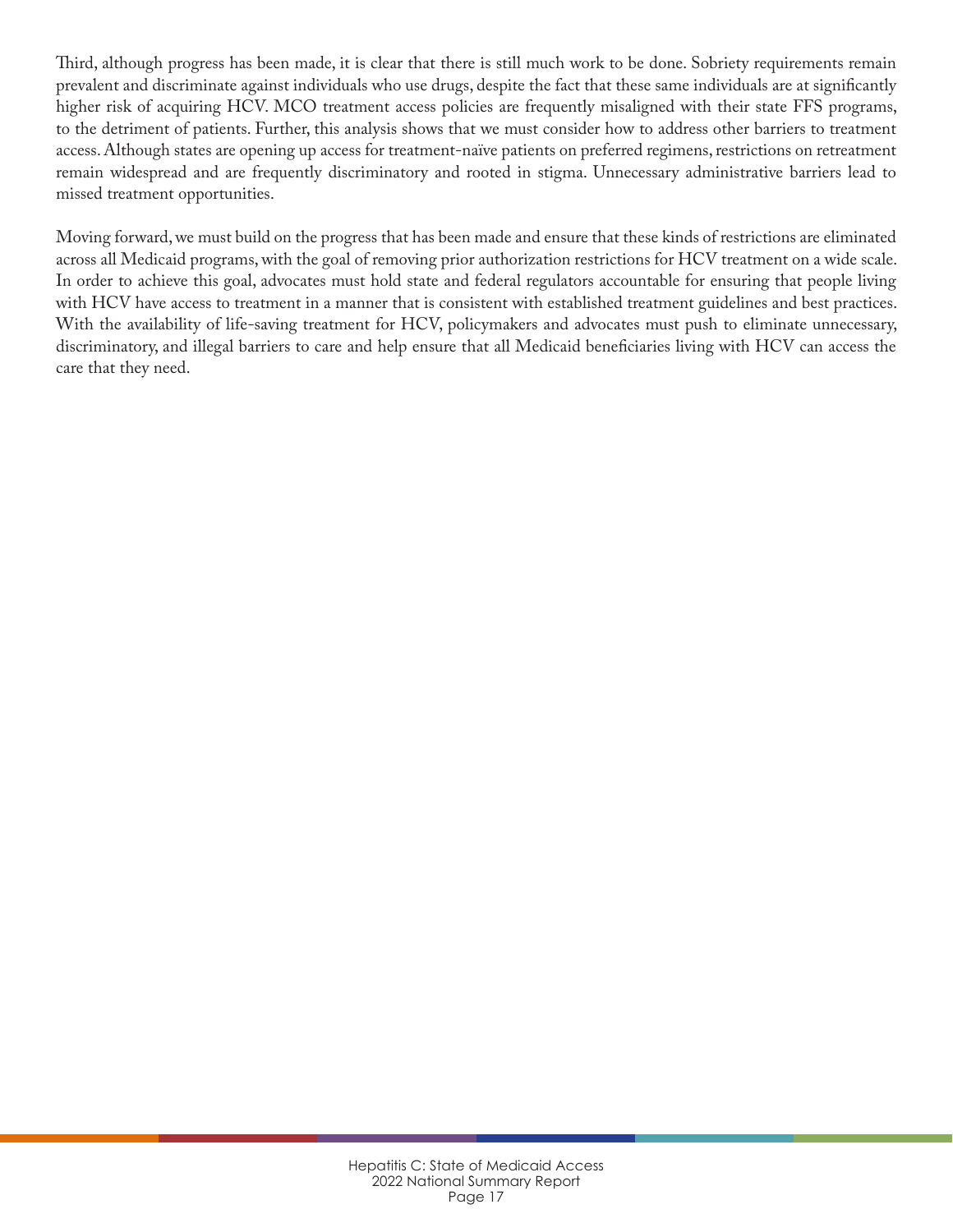Third, although progress has been made, it is clear that there is still much work to be done. Sobriety requirements remain prevalent and discriminate against individuals who use drugs, despite the fact that these same individuals are at significantly higher risk of acquiring HCV. MCO treatment access policies are frequently misaligned with their state FFS programs, to the detriment of patients. Further, this analysis shows that we must consider how to address other barriers to treatment access. Although states are opening up access for treatment-naïve patients on preferred regimens, restrictions on retreatment remain widespread and are frequently discriminatory and rooted in stigma. Unnecessary administrative barriers lead to missed treatment opportunities.

Moving forward, we must build on the progress that has been made and ensure that these kinds of restrictions are eliminated across all Medicaid programs, with the goal of removing prior authorization restrictions for HCV treatment on a wide scale. In order to achieve this goal, advocates must hold state and federal regulators accountable for ensuring that people living with HCV have access to treatment in a manner that is consistent with established treatment guidelines and best practices. With the availability of life-saving treatment for HCV, policymakers and advocates must push to eliminate unnecessary, discriminatory, and illegal barriers to care and help ensure that all Medicaid beneficiaries living with HCV can access the care that they need.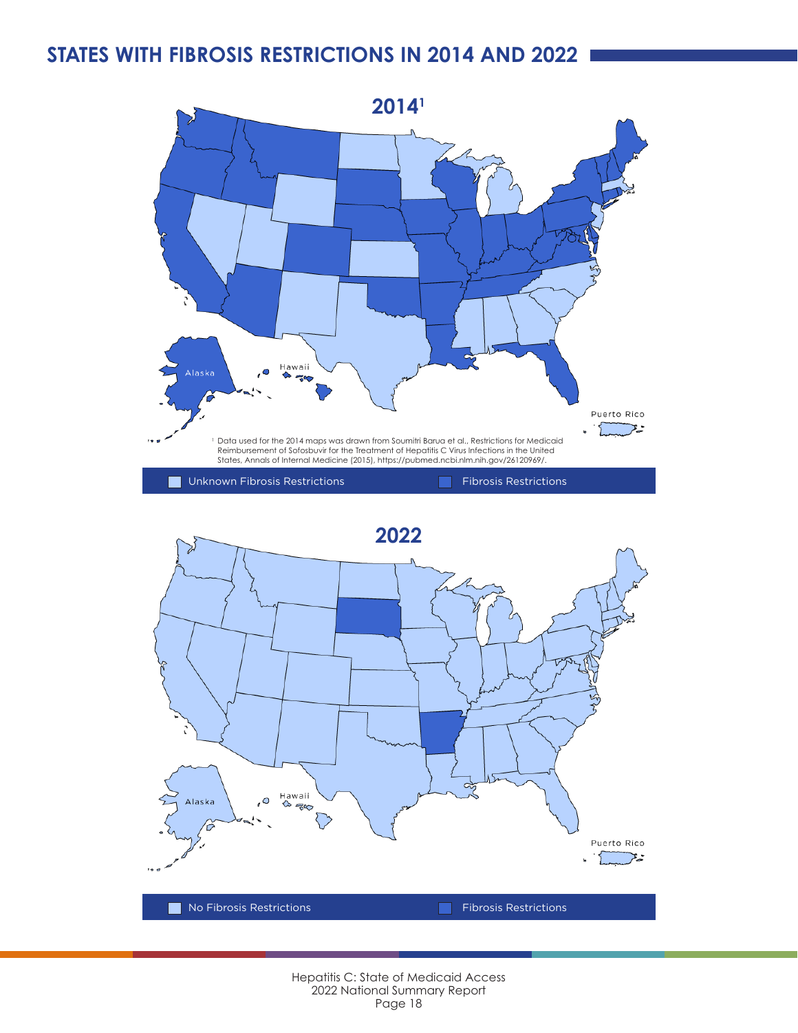## STATES WITH FIBROSIS RESTRICTIONS IN 2014 AND 2022

### 2014[1]

Alaska

Hawaii

Puerto Rico

[1] Data used for the 2014 maps was drawn from Soumitri Barua et al., Restrictions for Medicaid Reimbursement of Sofosbuvir for the Treatment of Hepatitis C Virus Infections in the United States, Annals of Internal Medicine (2015), https://pubmed.ncbi.nlm.nih.gov/26120969/.

Unknown Fibrosis Restrictions | Fibrosis Restrictions

### 2022

Alaska

Hawaii

Puerto Rico

No Fibrosis Restrictions | Fibrosis Restrictions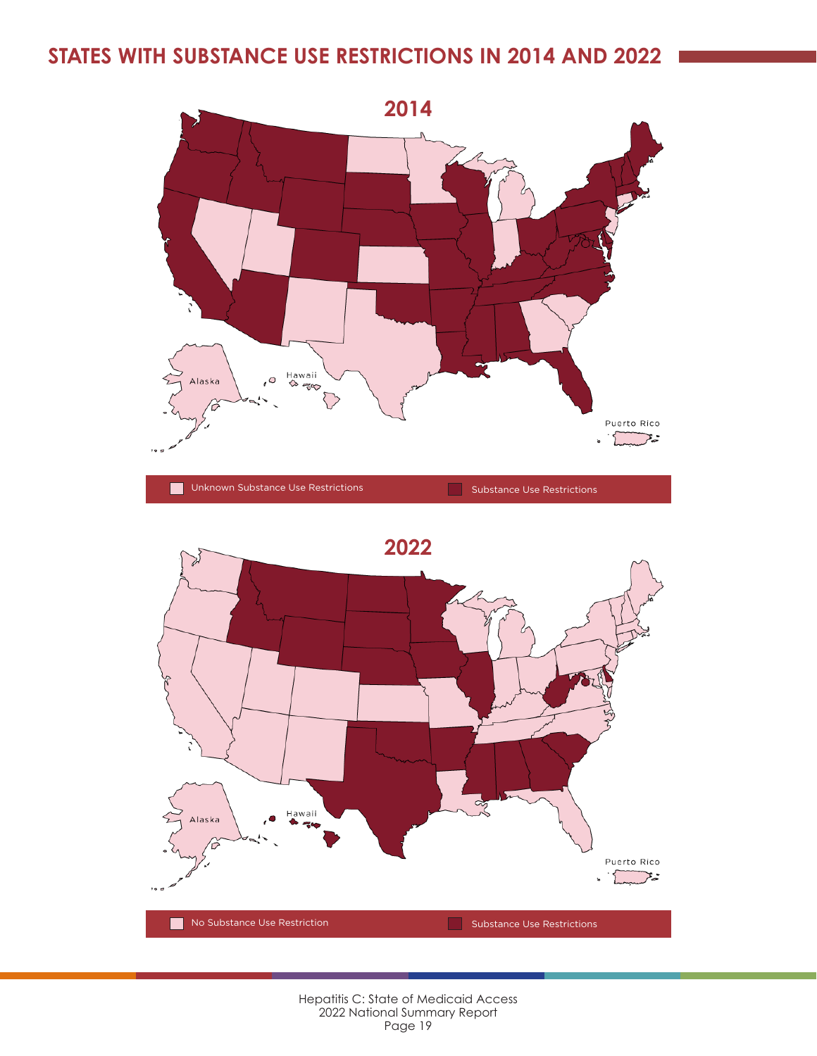## STATES WITH SUBSTANCE USE RESTRICTIONS IN 2014 AND 2022

### 2014

Alaska

Hawaii

Puerto Rico

Unknown Substance Use Restrictions

Substance Use Restrictions

### 2022

Alaska

Hawaii

Puerto Rico

No Substance Use Restriction

Substance Use Restrictions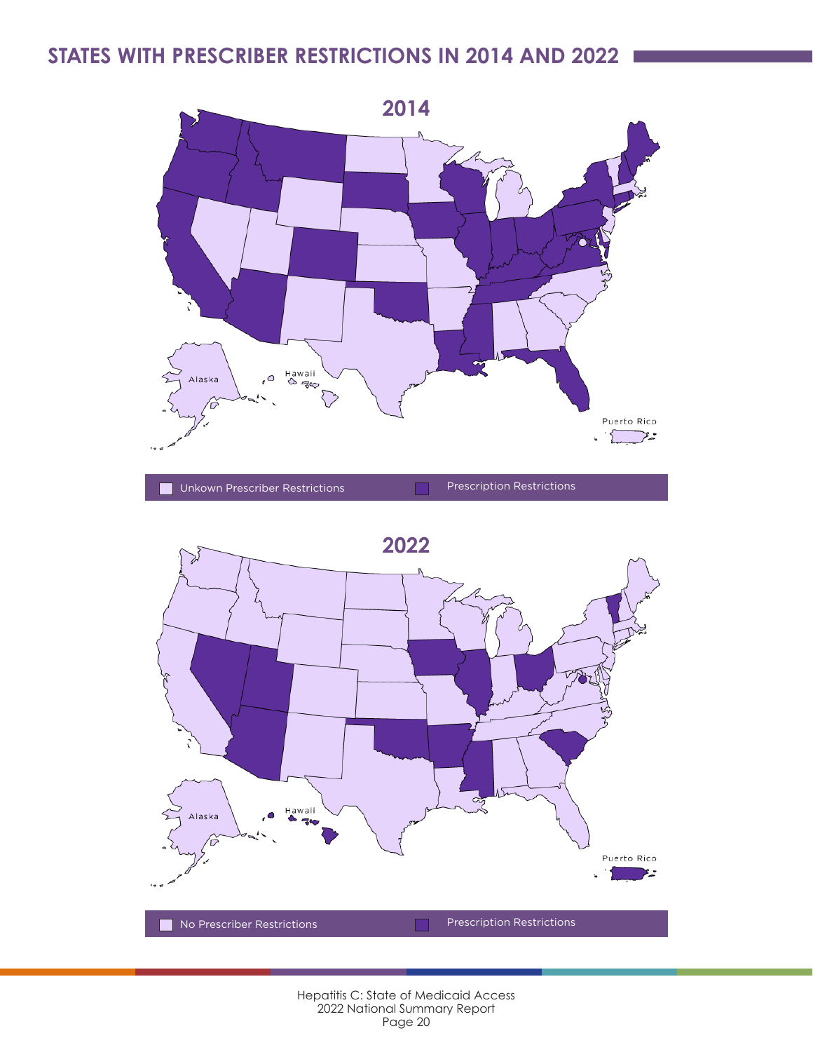## STATES WITH PRESCRIBER RESTRICTIONS IN 2014 AND 2022

### 2014

Alaska

Hawaii

Puerto Rico

Unkown Prescriber Restrictions

Prescription Restrictions

### 2022

Alaska

Hawaii

Puerto Rico

No Prescriber Restrictions

Prescription Restrictions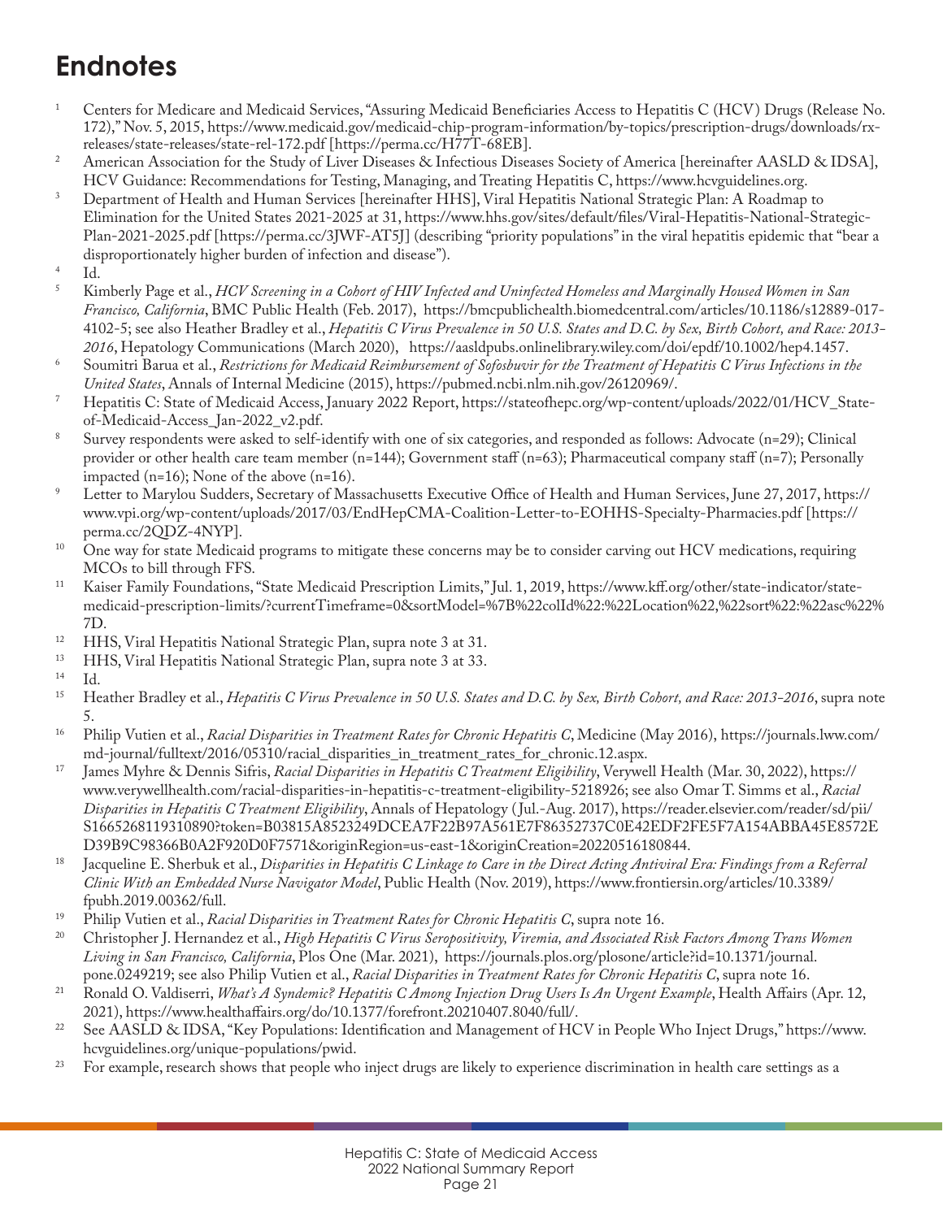# Endnotes

1. Centers for Medicare and Medicaid Services, "Assuring Medicaid Beneficiaries Access to Hepatitis C (HCV) Drugs (Release No. 172)," Nov. 5, 2015, https://www.medicaid.gov/medicaid-chip-program-information/by-topics/prescription-drugs/downloads/rx-releases/state-releases/state-rel-172.pdf [https://perma.cc/H77T-68EB].
2. American Association for the Study of Liver Diseases & Infectious Diseases Society of America [hereinafter AASLD & IDSA], HCV Guidance: Recommendations for Testing, Managing, and Treating Hepatitis C, https://www.hcvguidelines.org.
3. Department of Health and Human Services [hereinafter HHS], Viral Hepatitis National Strategic Plan: A Roadmap to Elimination for the United States 2021-2025 at 31, https://www.hhs.gov/sites/default/files/Viral-Hepatitis-National-Strategic-Plan-2021-2025.pdf [https://perma.cc/3JWF-AT5J] (describing "priority populations" in the viral hepatitis epidemic that "bear a disproportionately higher burden of infection and disease").
4. Id.
5. Kimberly Page et al., *HCV Screening in a Cohort of HIV Infected and Uninfected Homeless and Marginally Housed Women in San Francisco, California*, BMC Public Health (Feb. 2017), https://bmcpublichealth.biomedcentral.com/articles/10.1186/s12889-017-4102-5; see also Heather Bradley et al., *Hepatitis C Virus Prevalence in 50 U.S. States and D.C. by Sex, Birth Cohort, and Race: 2013-2016*, Hepatology Communications (March 2020), https://aasldpubs.onlinelibrary.wiley.com/doi/epdf/10.1002/hep4.1457.
6. Soumitri Barua et al., *Restrictions for Medicaid Reimbursement of Sofosbuvir for the Treatment of Hepatitis C Virus Infections in the United States*, Annals of Internal Medicine (2015), https://pubmed.ncbi.nlm.nih.gov/26120969/.
7. Hepatitis C: State of Medicaid Access, January 2022 Report, https://stateofhepc.org/wp-content/uploads/2022/01/HCV_State-of-Medicaid-Access_Jan-2022_v2.pdf.
8. Survey respondents were asked to self-identify with one of six categories, and responded as follows: Advocate (n=29); Clinical provider or other health care team member (n=144); Government staff (n=63); Pharmaceutical company staff (n=7); Personally impacted (n=16); None of the above (n=16).
9. Letter to Marylou Sudders, Secretary of Massachusetts Executive Office of Health and Human Services, June 27, 2017, https://www.vpi.org/wp-content/uploads/2017/03/EndHepCMA-Coalition-Letter-to-EOHHS-Specialty-Pharmacies.pdf [https://perma.cc/2QDZ-4NYP].
10. One way for state Medicaid programs to mitigate these concerns may be to consider carving out HCV medications, requiring MCOs to bill through FFS.
11. Kaiser Family Foundations, "State Medicaid Prescription Limits," Jul. 1, 2019, https://www.kff.org/other/state-indicator/state-medicaid-prescription-limits/?currentTimeframe=0&sortModel=%7B%22colId%22:%22Location%22,%22sort%22:%22asc%22%7D.
12. HHS, Viral Hepatitis National Strategic Plan, supra note 3 at 31.
13. HHS, Viral Hepatitis National Strategic Plan, supra note 3 at 33.
14. Id.
15. Heather Bradley et al., *Hepatitis C Virus Prevalence in 50 U.S. States and D.C. by Sex, Birth Cohort, and Race: 2013-2016*, supra note 5.
16. Philip Vutien et al., *Racial Disparities in Treatment Rates for Chronic Hepatitis C*, Medicine (May 2016), https://journals.lww.com/md-journal/fulltext/2016/05310/racial_disparities_in_treatment_rates_for_chronic.12.aspx.
17. James Myhre & Dennis Sifris, *Racial Disparities in Hepatitis C Treatment Eligibility*, Verywell Health (Mar. 30, 2022), https://www.verywellhealth.com/racial-disparities-in-hepatitis-c-treatment-eligibility-5218926; see also Omar T. Simms et al., *Racial Disparities in Hepatitis C Treatment Eligibility*, Annals of Hepatology (Jul.-Aug. 2017), https://reader.elsevier.com/reader/sd/pii/S1665268119310890?token=B03815A8523249DCEA7F22B97A561E7F86352737C0E42EDF2FE5F7A154ABBA45E8572ED39B9C98366B0A2F920D0F7571&originRegion=us-east-1&originCreation=20220516180844.
18. Jacqueline E. Sherbuk et al., *Disparities in Hepatitis C Linkage to Care in the Direct Acting Antiviral Era: Findings from a Referral Clinic With an Embedded Nurse Navigator Model*, Public Health (Nov. 2019), https://www.frontiersin.org/articles/10.3389/fpubh.2019.00362/full.
19. Philip Vutien et al., *Racial Disparities in Treatment Rates for Chronic Hepatitis C*, supra note 16.
20. Christopher J. Hernandez et al., *High Hepatitis C Virus Seropositivity, Viremia, and Associated Risk Factors Among Trans Women Living in San Francisco, California*, Plos One (Mar. 2021), https://journals.plos.org/plosone/article?id=10.1371/journal.pone.0249219; see also Philip Vutien et al., *Racial Disparities in Treatment Rates for Chronic Hepatitis C*, supra note 16.
21. Ronald O. Valdiserri, *What's A Syndemic? Hepatitis C Among Injection Drug Users Is An Urgent Example*, Health Affairs (Apr. 12, 2021), https://www.healthaffairs.org/do/10.1377/forefront.20210407.8040/full/.
22. See AASLD & IDSA, "Key Populations: Identification and Management of HCV in People Who Inject Drugs," https://www.hcvguidelines.org/unique-populations/pwid.
23. For example, research shows that people who inject drugs are likely to experience discrimination in health care settings as a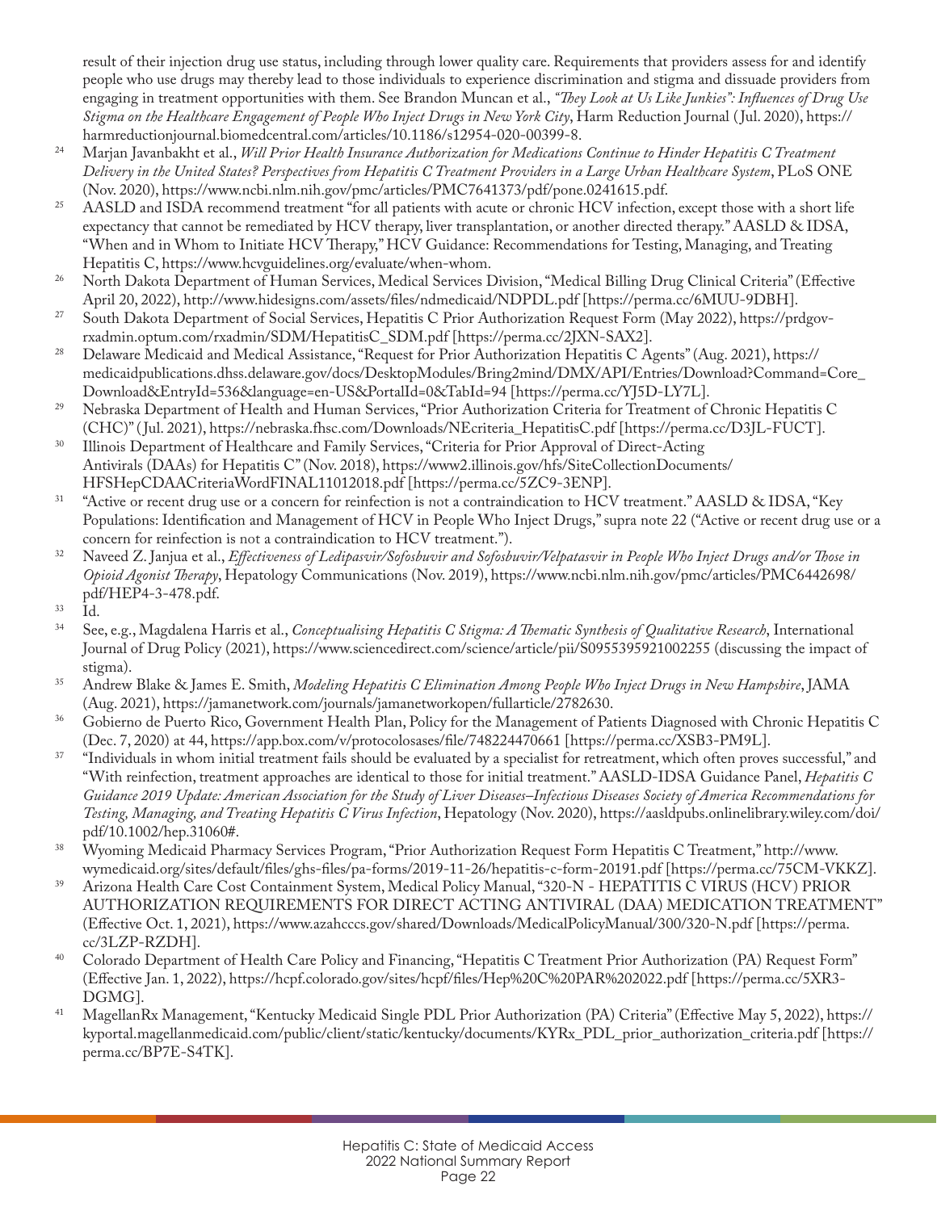result of their injection drug use status, including through lower quality care. Requirements that providers assess for and identify people who use drugs may thereby lead to those individuals to experience discrimination and stigma and dissuade providers from engaging in treatment opportunities with them. See Brandon Muncan et al., *"They Look at Us Like Junkies": Influences of Drug Use Stigma on the Healthcare Engagement of People Who Inject Drugs in New York City*, Harm Reduction Journal (Jul. 2020), https://harmreductionjournal.biomedcentral.com/articles/10.1186/s12954-020-00399-8.

[24] Marjan Javanbakht et al., *Will Prior Health Insurance Authorization for Medications Continue to Hinder Hepatitis C Treatment Delivery in the United States? Perspectives from Hepatitis C Treatment Providers in a Large Urban Healthcare System*, PLoS ONE (Nov. 2020), https://www.ncbi.nlm.nih.gov/pmc/articles/PMC7641373/pdf/pone.0241615.pdf.

[25] AASLD and ISDA recommend treatment "for all patients with acute or chronic HCV infection, except those with a short life expectancy that cannot be remediated by HCV therapy, liver transplantation, or another directed therapy." AASLD & IDSA, "When and in Whom to Initiate HCV Therapy," HCV Guidance: Recommendations for Testing, Managing, and Treating Hepatitis C, https://www.hcvguidelines.org/evaluate/when-whom.

[26] North Dakota Department of Human Services, Medical Services Division, "Medical Billing Drug Clinical Criteria" (Effective April 20, 2022), http://www.hidesigns.com/assets/files/ndmedicaid/NDPDL.pdf [https://perma.cc/6MUU-9DBH].

[27] South Dakota Department of Social Services, Hepatitis C Prior Authorization Request Form (May 2022), https://prdgov-rxadmin.optum.com/rxadmin/SDM/HepatitisC_SDM.pdf [https://perma.cc/2JXN-SAX2].

[28] Delaware Medicaid and Medical Assistance, "Request for Prior Authorization Hepatitis C Agents" (Aug. 2021), https://medicaidpublications.dhss.delaware.gov/docs/DesktopModules/Bring2mind/DMX/API/Entries/Download?Command=Core_Download&EntryId=536&language=en-US&PortalId=0&TabId=94 [https://perma.cc/YJ5D-LY7L].

[29] Nebraska Department of Health and Human Services, "Prior Authorization Criteria for Treatment of Chronic Hepatitis C (CHC)" (Jul. 2021), https://nebraska.fhsc.com/Downloads/NEcriteria_HepatitisC.pdf [https://perma.cc/D3JL-FUCT].

[30] Illinois Department of Healthcare and Family Services, "Criteria for Prior Approval of Direct-Acting Antivirals (DAAs) for Hepatitis C" (Nov. 2018), https://www2.illinois.gov/hfs/SiteCollectionDocuments/HFSHepCDAACriteriaWordFINAL11012018.pdf [https://perma.cc/5ZC9-3ENP].

[31] "Active or recent drug use or a concern for reinfection is not a contraindication to HCV treatment." AASLD & IDSA, "Key Populations: Identification and Management of HCV in People Who Inject Drugs," supra note 22 ("Active or recent drug use or a concern for reinfection is not a contraindication to HCV treatment.").

[32] Naveed Z. Janjua et al., *Effectiveness of Ledipasvir/Sofosbuvir and Sofosbuvir/Velpatasvir in People Who Inject Drugs and/or Those in Opioid Agonist Therapy*, Hepatology Communications (Nov. 2019), https://www.ncbi.nlm.nih.gov/pmc/articles/PMC6442698/pdf/HEP4-3-478.pdf.

[33] Id.

[34] See, e.g., Magdalena Harris et al., *Conceptualising Hepatitis C Stigma: A Thematic Synthesis of Qualitative Research*, International Journal of Drug Policy (2021), https://www.sciencedirect.com/science/article/pii/S0955395921002255 (discussing the impact of stigma).

[35] Andrew Blake & James E. Smith, *Modeling Hepatitis C Elimination Among People Who Inject Drugs in New Hampshire*, JAMA (Aug. 2021), https://jamanetwork.com/journals/jamanetworkopen/fullarticle/2782630.

[36] Gobierno de Puerto Rico, Government Health Plan, Policy for the Management of Patients Diagnosed with Chronic Hepatitis C (Dec. 7, 2020) at 44, https://app.box.com/v/protocolosases/file/748224470661 [https://perma.cc/XSB3-PM9L].

[37] "Individuals in whom initial treatment fails should be evaluated by a specialist for retreatment, which often proves successful," and "With reinfection, treatment approaches are identical to those for initial treatment." AASLD-IDSA Guidance Panel, *Hepatitis C Guidance 2019 Update: American Association for the Study of Liver Diseases–Infectious Diseases Society of America Recommendations for Testing, Managing, and Treating Hepatitis C Virus Infection*, Hepatology (Nov. 2020), https://aasldpubs.onlinelibrary.wiley.com/doi/pdf/10.1002/hep.31060#.

[38] Wyoming Medicaid Pharmacy Services Program, "Prior Authorization Request Form Hepatitis C Treatment," http://www.wymedicaid.org/sites/default/files/ghs-files/pa-forms/2019-11-26/hepatitis-c-form-20191.pdf [https://perma.cc/75CM-VKKZ].

[39] Arizona Health Care Cost Containment System, Medical Policy Manual, "320-N - HEPATITIS C VIRUS (HCV) PRIOR AUTHORIZATION REQUIREMENTS FOR DIRECT ACTING ANTIVIRAL (DAA) MEDICATION TREATMENT" (Effective Oct. 1, 2021), https://www.azahcccs.gov/shared/Downloads/MedicalPolicyManual/300/320-N.pdf [https://perma.cc/3LZP-RZDH].

[40] Colorado Department of Health Care Policy and Financing, "Hepatitis C Treatment Prior Authorization (PA) Request Form" (Effective Jan. 1, 2022), https://hcpf.colorado.gov/sites/hcpf/files/Hep%20C%20PAR%202022.pdf [https://perma.cc/5XR3-DGMG].

[41] MagellanRx Management, "Kentucky Medicaid Single PDL Prior Authorization (PA) Criteria" (Effective May 5, 2022), https://kyportal.magellanmedicaid.com/public/client/static/kentucky/documents/KYRx_PDL_prior_authorization_criteria.pdf [https://perma.cc/BP7E-S4TK].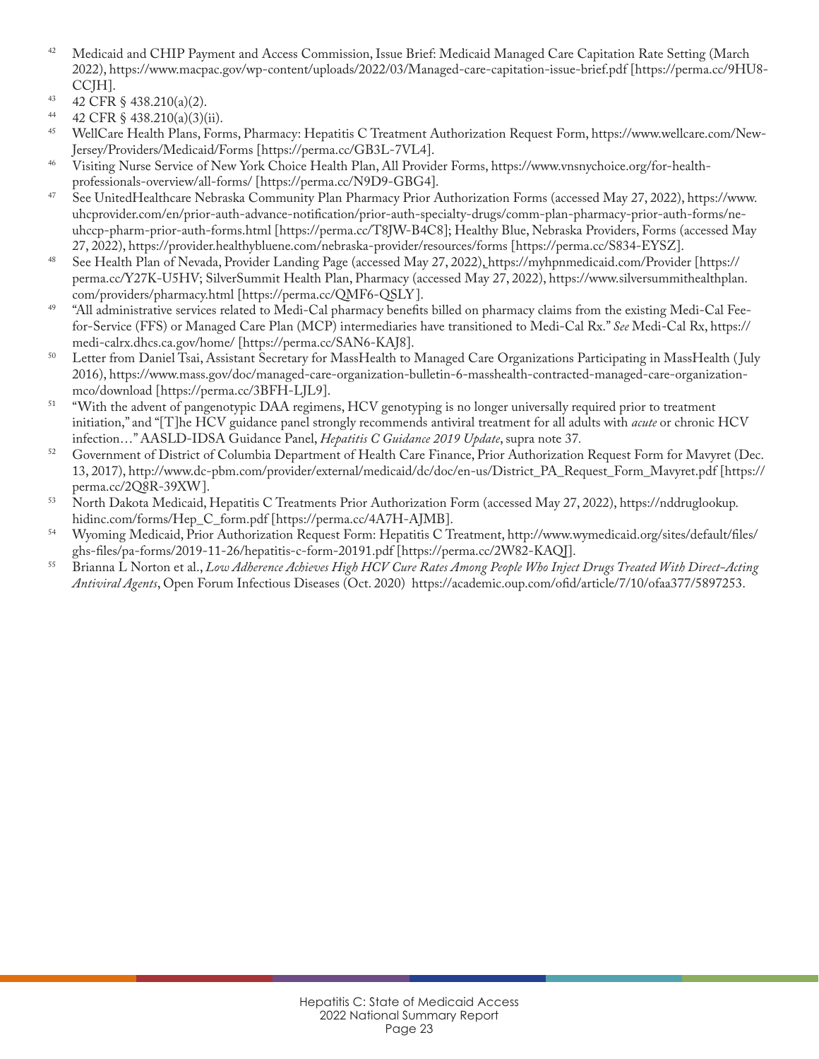[42] Medicaid and CHIP Payment and Access Commission, Issue Brief: Medicaid Managed Care Capitation Rate Setting (March 2022), https://www.macpac.gov/wp-content/uploads/2022/03/Managed-care-capitation-issue-brief.pdf [https://perma.cc/9HU8-CCJH].

[43] 42 CFR § 438.210(a)(2).

[44] 42 CFR § 438.210(a)(3)(ii).

[45] WellCare Health Plans, Forms, Pharmacy: Hepatitis C Treatment Authorization Request Form, https://www.wellcare.com/New-Jersey/Providers/Medicaid/Forms [https://perma.cc/GB3L-7VL4].

[46] Visiting Nurse Service of New York Choice Health Plan, All Provider Forms, https://www.vnsnychoice.org/for-health-professionals-overview/all-forms/ [https://perma.cc/N9D9-GBG4].

[47] See UnitedHealthcare Nebraska Community Plan Pharmacy Prior Authorization Forms (accessed May 27, 2022), https://www.uhcprovider.com/en/prior-auth-advance-notification/prior-auth-specialty-drugs/comm-plan-pharmacy-prior-auth-forms/ne-uhccp-pharm-prior-auth-forms.html [https://perma.cc/T8JW-B4C8]; Healthy Blue, Nebraska Providers, Forms (accessed May 27, 2022), https://provider.healthybluene.com/nebraska-provider/resources/forms [https://perma.cc/S834-EYSZ].

[48] See Health Plan of Nevada, Provider Landing Page (accessed May 27, 2022), https://myhpnmedicaid.com/Provider [https://perma.cc/Y27K-U5HV; SilverSummit Health Plan, Pharmacy (accessed May 27, 2022), https://www.silversummithealthplan.com/providers/pharmacy.html [https://perma.cc/QMF6-QSLY].

[49] "All administrative services related to Medi-Cal pharmacy benefits billed on pharmacy claims from the existing Medi-Cal Fee-for-Service (FFS) or Managed Care Plan (MCP) intermediaries have transitioned to Medi-Cal Rx." *See* Medi-Cal Rx, https://medi-calrx.dhcs.ca.gov/home/ [https://perma.cc/SAN6-KAJ8].

[50] Letter from Daniel Tsai, Assistant Secretary for MassHealth to Managed Care Organizations Participating in MassHealth (July 2016), https://www.mass.gov/doc/managed-care-organization-bulletin-6-masshealth-contracted-managed-care-organization-mco/download [https://perma.cc/3BFH-LJL9].

[51] "With the advent of pangenotypic DAA regimens, HCV genotyping is no longer universally required prior to treatment initiation," and "[T]he HCV guidance panel strongly recommends antiviral treatment for all adults with *acute* or chronic HCV infection…" AASLD-IDSA Guidance Panel, *Hepatitis C Guidance 2019 Update*, supra note 37.

[52] Government of District of Columbia Department of Health Care Finance, Prior Authorization Request Form for Mavyret (Dec. 13, 2017), http://www.dc-pbm.com/provider/external/medicaid/dc/doc/en-us/District_PA_Request_Form_Mavyret.pdf [https://perma.cc/2Q8R-39XW].

[53] North Dakota Medicaid, Hepatitis C Treatments Prior Authorization Form (accessed May 27, 2022), https://nddruglookup.hidinc.com/forms/Hep_C_form.pdf [https://perma.cc/4A7H-AJMB].

[54] Wyoming Medicaid, Prior Authorization Request Form: Hepatitis C Treatment, http://www.wymedicaid.org/sites/default/files/ghs-files/pa-forms/2019-11-26/hepatitis-c-form-20191.pdf [https://perma.cc/2W82-KAQJ].

[55] Brianna L Norton et al., *Low Adherence Achieves High HCV Cure Rates Among People Who Inject Drugs Treated With Direct-Acting Antiviral Agents*, Open Forum Infectious Diseases (Oct. 2020) https://academic.oup.com/ofid/article/7/10/ofaa377/5897253.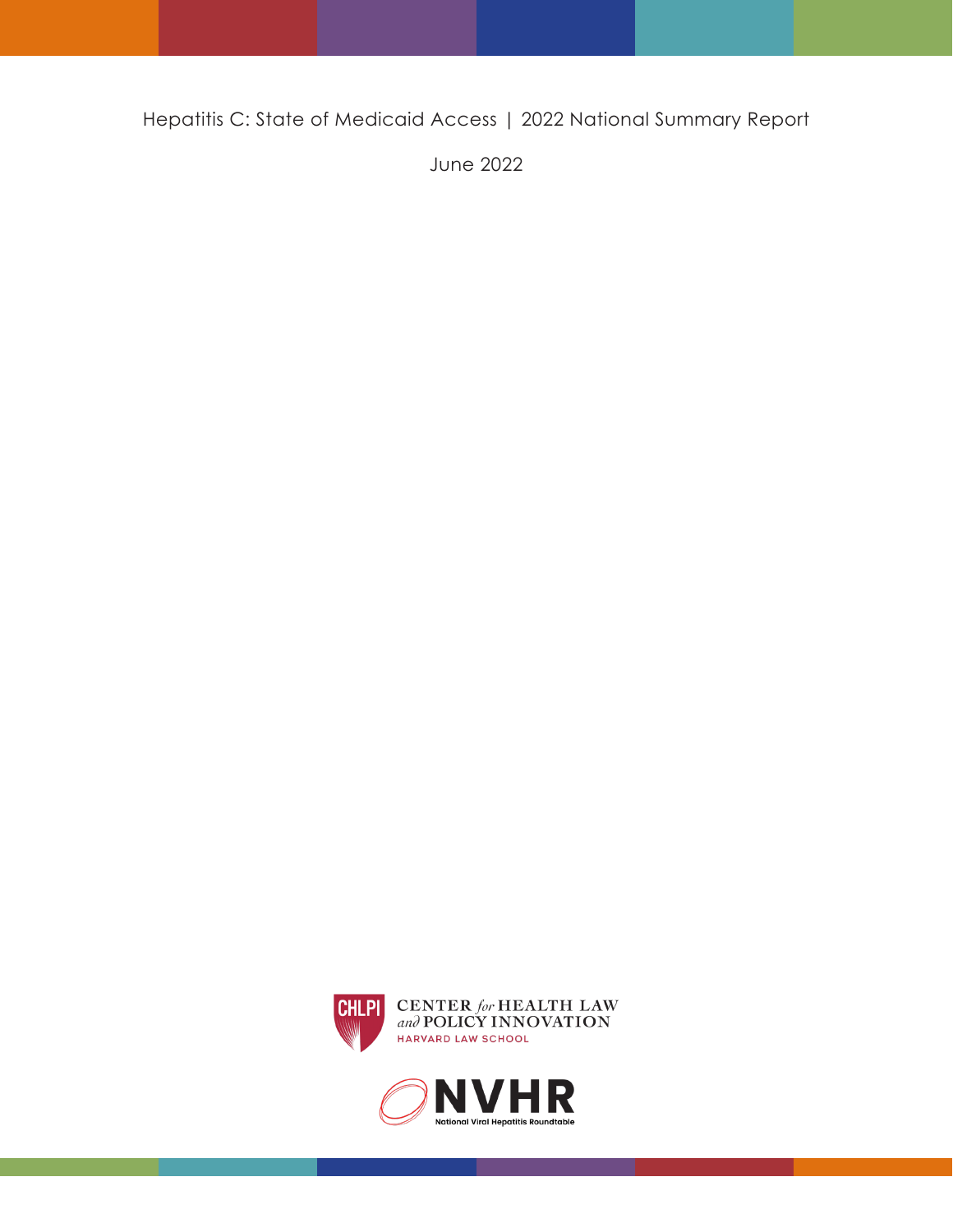Hepatitis C: State of Medicaid Access | 2022 National Summary Report

June 2022

CHLPI CENTER *for* HEALTH LAW *and* POLICY INNOVATION

HARVARD LAW SCHOOL

NVHR

National Viral Hepatitis Roundtable